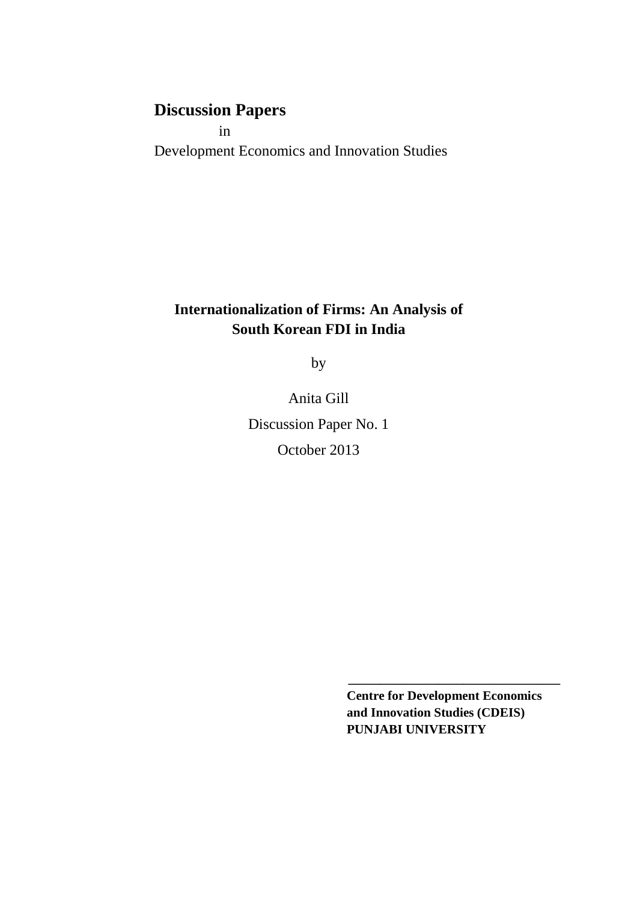**Discussion Papers**

in

Development Economics and Innovation Studies

# Internationalization of Firms: An Analysis of South Korean FDI in India

by

Anita Gill

Discussion Paper No. 1

October 2013

---

**Centre for Development Economics and Innovation Studies (CDEIS)**
**PUNJABI UNIVERSITY**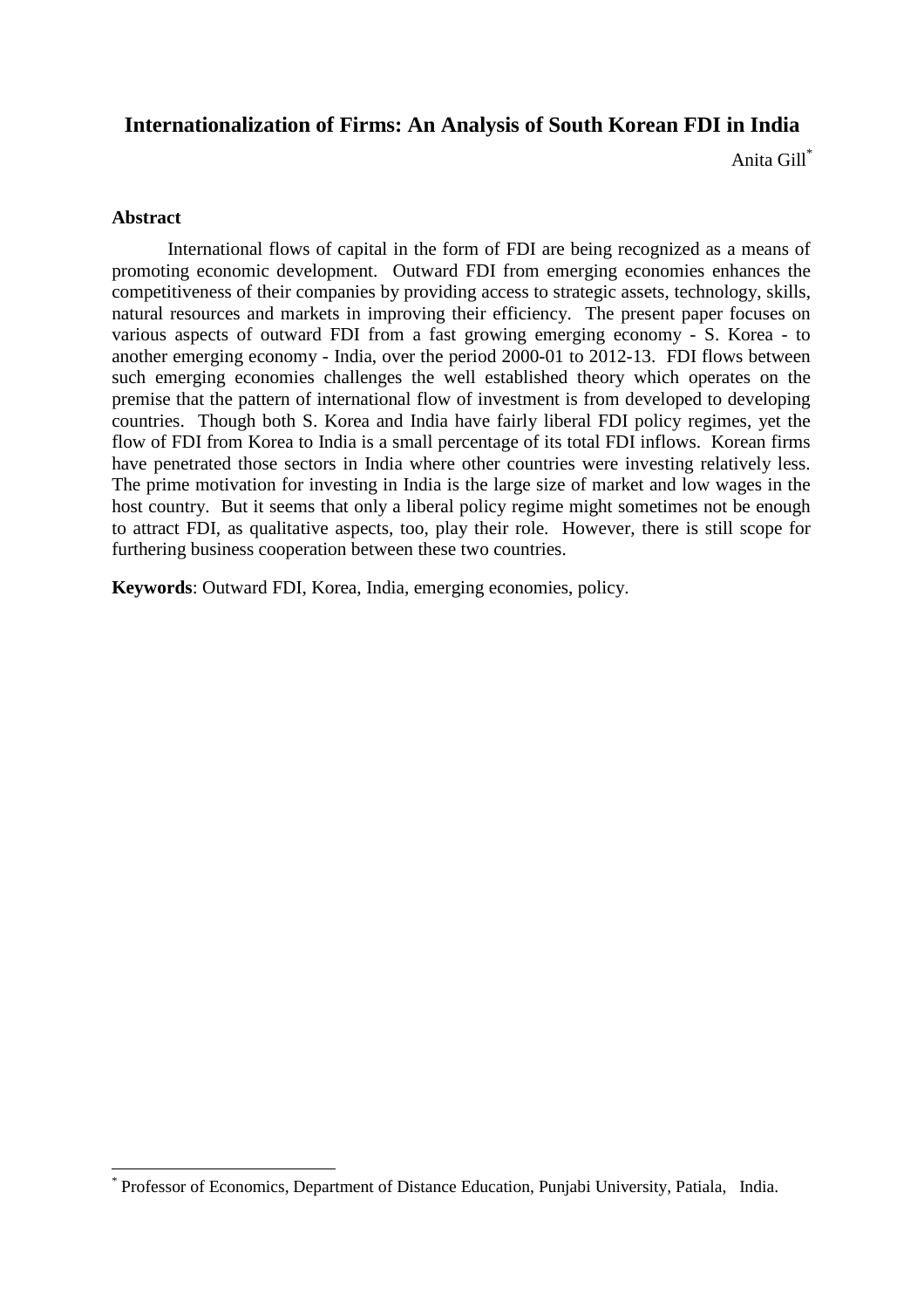# Internationalization of Firms: An Analysis of South Korean FDI in India

Anita Gill[*]

## Abstract

International flows of capital in the form of FDI are being recognized as a means of promoting economic development. Outward FDI from emerging economies enhances the competitiveness of their companies by providing access to strategic assets, technology, skills, natural resources and markets in improving their efficiency. The present paper focuses on various aspects of outward FDI from a fast growing emerging economy - S. Korea - to another emerging economy - India, over the period 2000-01 to 2012-13. FDI flows between such emerging economies challenges the well established theory which operates on the premise that the pattern of international flow of investment is from developed to developing countries. Though both S. Korea and India have fairly liberal FDI policy regimes, yet the flow of FDI from Korea to India is a small percentage of its total FDI inflows. Korean firms have penetrated those sectors in India where other countries were investing relatively less. The prime motivation for investing in India is the large size of market and low wages in the host country. But it seems that only a liberal policy regime might sometimes not be enough to attract FDI, as qualitative aspects, too, play their role. However, there is still scope for furthering business cooperation between these two countries.

**Keywords**: Outward FDI, Korea, India, emerging economies, policy.

---

[*] Professor of Economics, Department of Distance Education, Punjabi University, Patiala, India.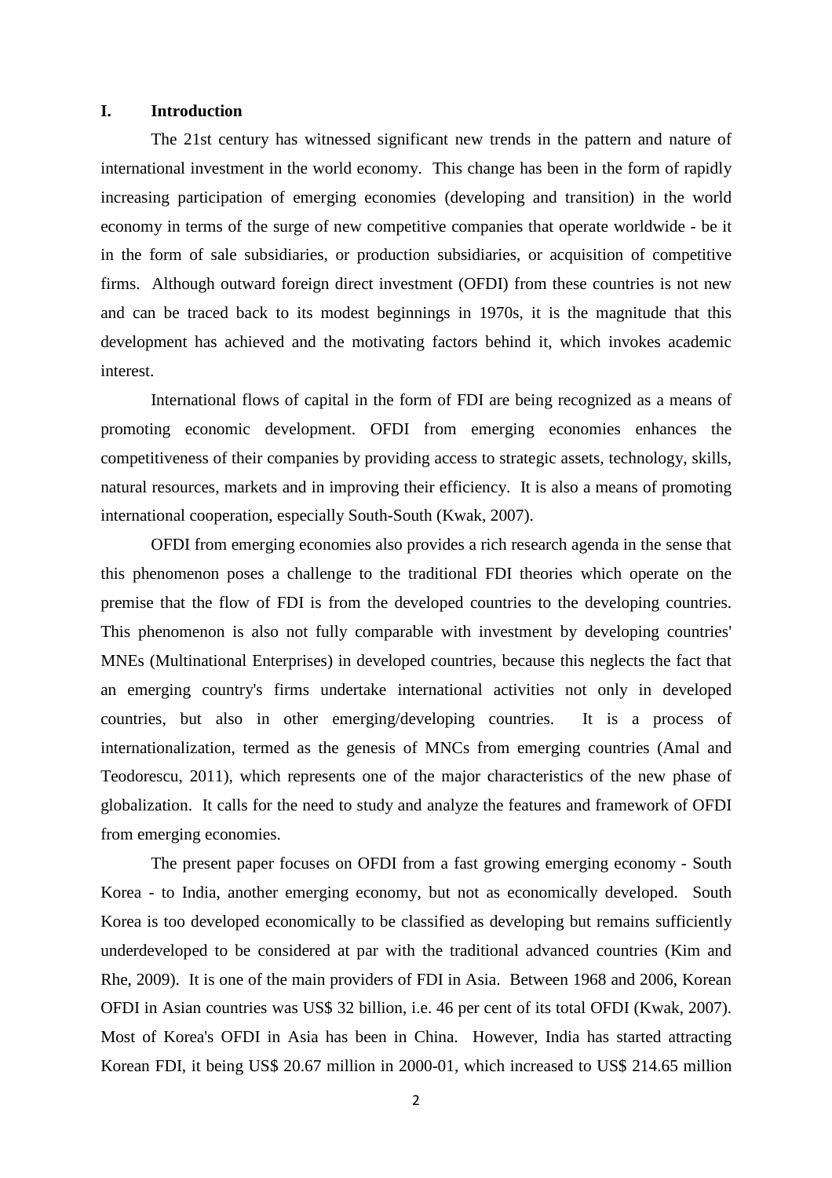## I. Introduction

The 21st century has witnessed significant new trends in the pattern and nature of international investment in the world economy. This change has been in the form of rapidly increasing participation of emerging economies (developing and transition) in the world economy in terms of the surge of new competitive companies that operate worldwide - be it in the form of sale subsidiaries, or production subsidiaries, or acquisition of competitive firms. Although outward foreign direct investment (OFDI) from these countries is not new and can be traced back to its modest beginnings in 1970s, it is the magnitude that this development has achieved and the motivating factors behind it, which invokes academic interest.

International flows of capital in the form of FDI are being recognized as a means of promoting economic development. OFDI from emerging economies enhances the competitiveness of their companies by providing access to strategic assets, technology, skills, natural resources, markets and in improving their efficiency. It is also a means of promoting international cooperation, especially South-South (Kwak, 2007).

OFDI from emerging economies also provides a rich research agenda in the sense that this phenomenon poses a challenge to the traditional FDI theories which operate on the premise that the flow of FDI is from the developed countries to the developing countries. This phenomenon is also not fully comparable with investment by developing countries' MNEs (Multinational Enterprises) in developed countries, because this neglects the fact that an emerging country's firms undertake international activities not only in developed countries, but also in other emerging/developing countries. It is a process of internationalization, termed as the genesis of MNCs from emerging countries (Amal and Teodorescu, 2011), which represents one of the major characteristics of the new phase of globalization. It calls for the need to study and analyze the features and framework of OFDI from emerging economies.

The present paper focuses on OFDI from a fast growing emerging economy - South Korea - to India, another emerging economy, but not as economically developed. South Korea is too developed economically to be classified as developing but remains sufficiently underdeveloped to be considered at par with the traditional advanced countries (Kim and Rhe, 2009). It is one of the main providers of FDI in Asia. Between 1968 and 2006, Korean OFDI in Asian countries was US$ 32 billion, i.e. 46 per cent of its total OFDI (Kwak, 2007). Most of Korea's OFDI in Asia has been in China. However, India has started attracting Korean FDI, it being US$ 20.67 million in 2000-01, which increased to US$ 214.65 million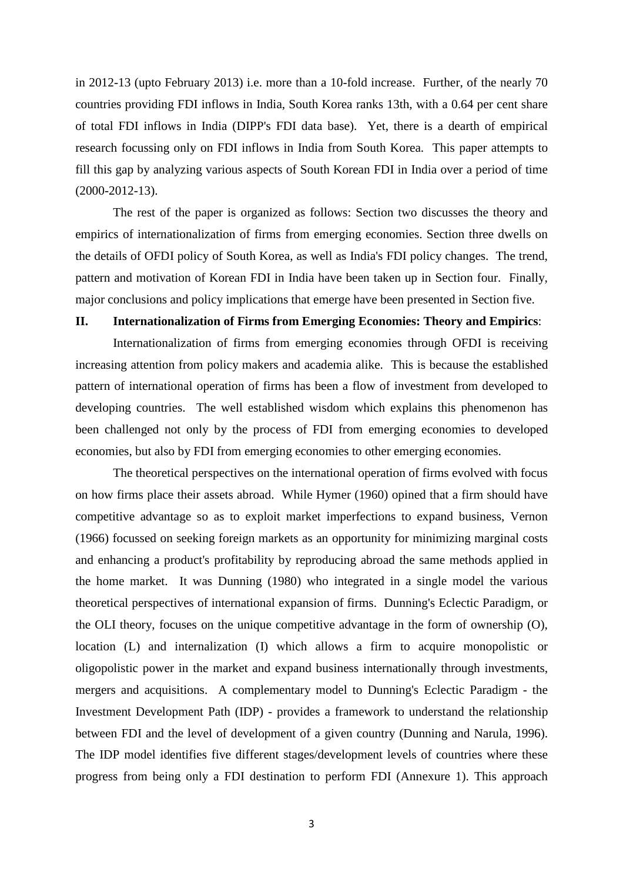in 2012-13 (upto February 2013) i.e. more than a 10-fold increase. Further, of the nearly 70 countries providing FDI inflows in India, South Korea ranks 13th, with a 0.64 per cent share of total FDI inflows in India (DIPP's FDI data base). Yet, there is a dearth of empirical research focussing only on FDI inflows in India from South Korea. This paper attempts to fill this gap by analyzing various aspects of South Korean FDI in India over a period of time (2000-2012-13).

The rest of the paper is organized as follows: Section two discusses the theory and empirics of internationalization of firms from emerging economies. Section three dwells on the details of OFDI policy of South Korea, as well as India's FDI policy changes. The trend, pattern and motivation of Korean FDI in India have been taken up in Section four. Finally, major conclusions and policy implications that emerge have been presented in Section five.

## II. Internationalization of Firms from Emerging Economies: Theory and Empirics:

Internationalization of firms from emerging economies through OFDI is receiving increasing attention from policy makers and academia alike. This is because the established pattern of international operation of firms has been a flow of investment from developed to developing countries. The well established wisdom which explains this phenomenon has been challenged not only by the process of FDI from emerging economies to developed economies, but also by FDI from emerging economies to other emerging economies.

The theoretical perspectives on the international operation of firms evolved with focus on how firms place their assets abroad. While Hymer (1960) opined that a firm should have competitive advantage so as to exploit market imperfections to expand business, Vernon (1966) focussed on seeking foreign markets as an opportunity for minimizing marginal costs and enhancing a product's profitability by reproducing abroad the same methods applied in the home market. It was Dunning (1980) who integrated in a single model the various theoretical perspectives of international expansion of firms. Dunning's Eclectic Paradigm, or the OLI theory, focuses on the unique competitive advantage in the form of ownership (O), location (L) and internalization (I) which allows a firm to acquire monopolistic or oligopolistic power in the market and expand business internationally through investments, mergers and acquisitions. A complementary model to Dunning's Eclectic Paradigm - the Investment Development Path (IDP) - provides a framework to understand the relationship between FDI and the level of development of a given country (Dunning and Narula, 1996). The IDP model identifies five different stages/development levels of countries where these progress from being only a FDI destination to perform FDI (Annexure 1). This approach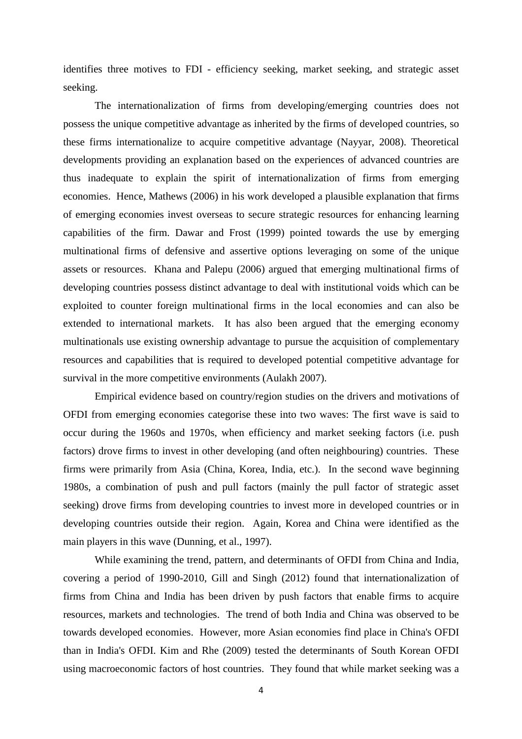identifies three motives to FDI - efficiency seeking, market seeking, and strategic asset seeking.

The internationalization of firms from developing/emerging countries does not possess the unique competitive advantage as inherited by the firms of developed countries, so these firms internationalize to acquire competitive advantage (Nayyar, 2008). Theoretical developments providing an explanation based on the experiences of advanced countries are thus inadequate to explain the spirit of internationalization of firms from emerging economies. Hence, Mathews (2006) in his work developed a plausible explanation that firms of emerging economies invest overseas to secure strategic resources for enhancing learning capabilities of the firm. Dawar and Frost (1999) pointed towards the use by emerging multinational firms of defensive and assertive options leveraging on some of the unique assets or resources. Khana and Palepu (2006) argued that emerging multinational firms of developing countries possess distinct advantage to deal with institutional voids which can be exploited to counter foreign multinational firms in the local economies and can also be extended to international markets. It has also been argued that the emerging economy multinationals use existing ownership advantage to pursue the acquisition of complementary resources and capabilities that is required to developed potential competitive advantage for survival in the more competitive environments (Aulakh 2007).

Empirical evidence based on country/region studies on the drivers and motivations of OFDI from emerging economies categorise these into two waves: The first wave is said to occur during the 1960s and 1970s, when efficiency and market seeking factors (i.e. push factors) drove firms to invest in other developing (and often neighbouring) countries. These firms were primarily from Asia (China, Korea, India, etc.). In the second wave beginning 1980s, a combination of push and pull factors (mainly the pull factor of strategic asset seeking) drove firms from developing countries to invest more in developed countries or in developing countries outside their region. Again, Korea and China were identified as the main players in this wave (Dunning, et al., 1997).

While examining the trend, pattern, and determinants of OFDI from China and India, covering a period of 1990-2010, Gill and Singh (2012) found that internationalization of firms from China and India has been driven by push factors that enable firms to acquire resources, markets and technologies. The trend of both India and China was observed to be towards developed economies. However, more Asian economies find place in China's OFDI than in India's OFDI. Kim and Rhe (2009) tested the determinants of South Korean OFDI using macroeconomic factors of host countries. They found that while market seeking was a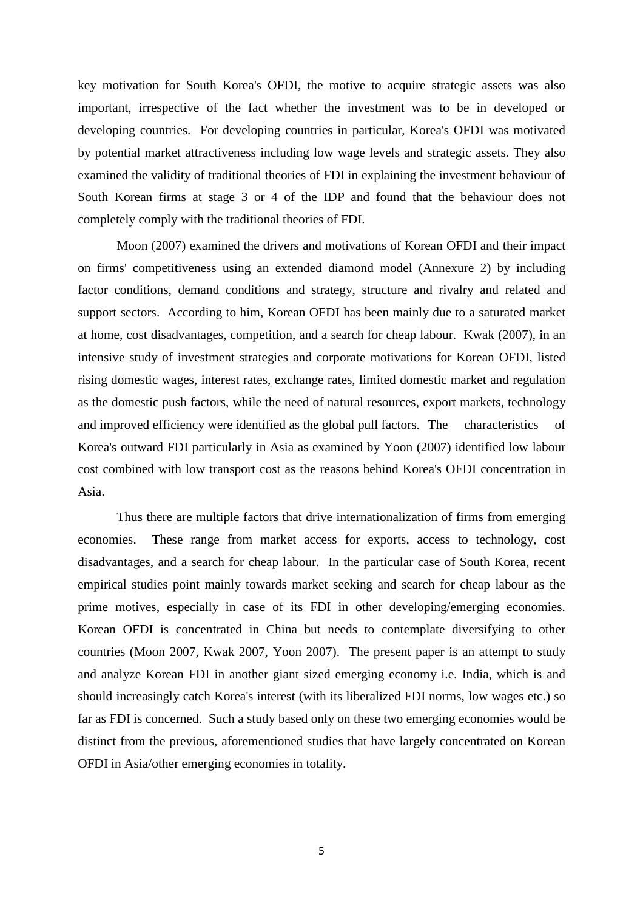key motivation for South Korea's OFDI, the motive to acquire strategic assets was also important, irrespective of the fact whether the investment was to be in developed or developing countries. For developing countries in particular, Korea's OFDI was motivated by potential market attractiveness including low wage levels and strategic assets. They also examined the validity of traditional theories of FDI in explaining the investment behaviour of South Korean firms at stage 3 or 4 of the IDP and found that the behaviour does not completely comply with the traditional theories of FDI.

Moon (2007) examined the drivers and motivations of Korean OFDI and their impact on firms' competitiveness using an extended diamond model (Annexure 2) by including factor conditions, demand conditions and strategy, structure and rivalry and related and support sectors. According to him, Korean OFDI has been mainly due to a saturated market at home, cost disadvantages, competition, and a search for cheap labour. Kwak (2007), in an intensive study of investment strategies and corporate motivations for Korean OFDI, listed rising domestic wages, interest rates, exchange rates, limited domestic market and regulation as the domestic push factors, while the need of natural resources, export markets, technology and improved efficiency were identified as the global pull factors. The characteristics of Korea's outward FDI particularly in Asia as examined by Yoon (2007) identified low labour cost combined with low transport cost as the reasons behind Korea's OFDI concentration in Asia.

Thus there are multiple factors that drive internationalization of firms from emerging economies. These range from market access for exports, access to technology, cost disadvantages, and a search for cheap labour. In the particular case of South Korea, recent empirical studies point mainly towards market seeking and search for cheap labour as the prime motives, especially in case of its FDI in other developing/emerging economies. Korean OFDI is concentrated in China but needs to contemplate diversifying to other countries (Moon 2007, Kwak 2007, Yoon 2007). The present paper is an attempt to study and analyze Korean FDI in another giant sized emerging economy i.e. India, which is and should increasingly catch Korea's interest (with its liberalized FDI norms, low wages etc.) so far as FDI is concerned. Such a study based only on these two emerging economies would be distinct from the previous, aforementioned studies that have largely concentrated on Korean OFDI in Asia/other emerging economies in totality.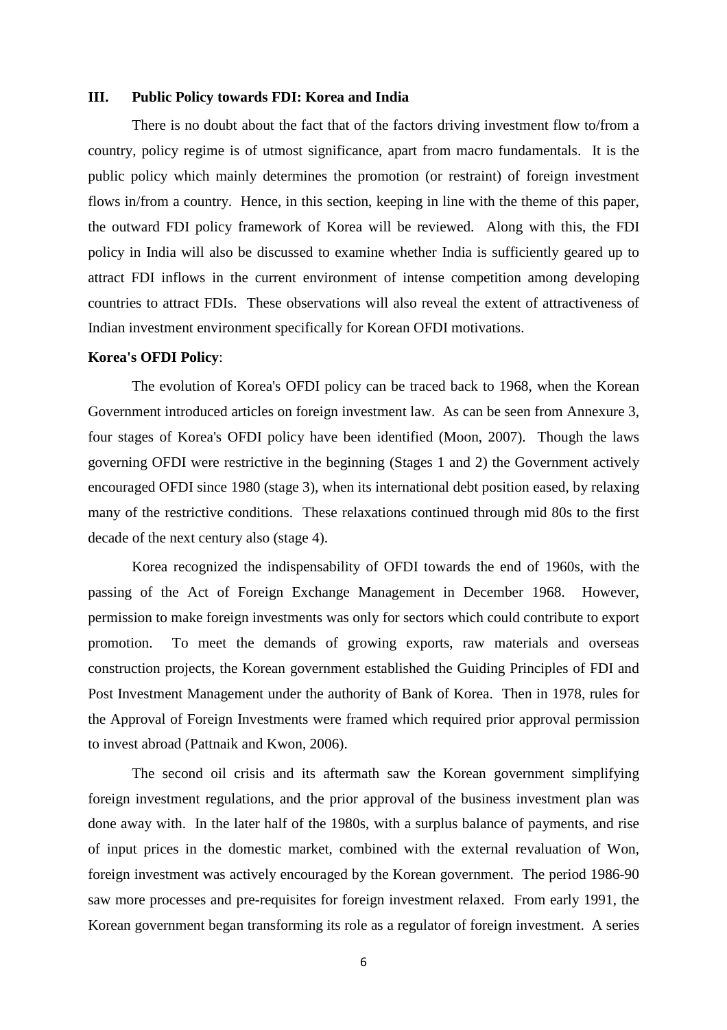## III. Public Policy towards FDI: Korea and India

There is no doubt about the fact that of the factors driving investment flow to/from a country, policy regime is of utmost significance, apart from macro fundamentals. It is the public policy which mainly determines the promotion (or restraint) of foreign investment flows in/from a country. Hence, in this section, keeping in line with the theme of this paper, the outward FDI policy framework of Korea will be reviewed. Along with this, the FDI policy in India will also be discussed to examine whether India is sufficiently geared up to attract FDI inflows in the current environment of intense competition among developing countries to attract FDIs. These observations will also reveal the extent of attractiveness of Indian investment environment specifically for Korean OFDI motivations.

**Korea's OFDI Policy**:

The evolution of Korea's OFDI policy can be traced back to 1968, when the Korean Government introduced articles on foreign investment law. As can be seen from Annexure 3, four stages of Korea's OFDI policy have been identified (Moon, 2007). Though the laws governing OFDI were restrictive in the beginning (Stages 1 and 2) the Government actively encouraged OFDI since 1980 (stage 3), when its international debt position eased, by relaxing many of the restrictive conditions. These relaxations continued through mid 80s to the first decade of the next century also (stage 4).

Korea recognized the indispensability of OFDI towards the end of 1960s, with the passing of the Act of Foreign Exchange Management in December 1968. However, permission to make foreign investments was only for sectors which could contribute to export promotion. To meet the demands of growing exports, raw materials and overseas construction projects, the Korean government established the Guiding Principles of FDI and Post Investment Management under the authority of Bank of Korea. Then in 1978, rules for the Approval of Foreign Investments were framed which required prior approval permission to invest abroad (Pattnaik and Kwon, 2006).

The second oil crisis and its aftermath saw the Korean government simplifying foreign investment regulations, and the prior approval of the business investment plan was done away with. In the later half of the 1980s, with a surplus balance of payments, and rise of input prices in the domestic market, combined with the external revaluation of Won, foreign investment was actively encouraged by the Korean government. The period 1986-90 saw more processes and pre-requisites for foreign investment relaxed. From early 1991, the Korean government began transforming its role as a regulator of foreign investment. A series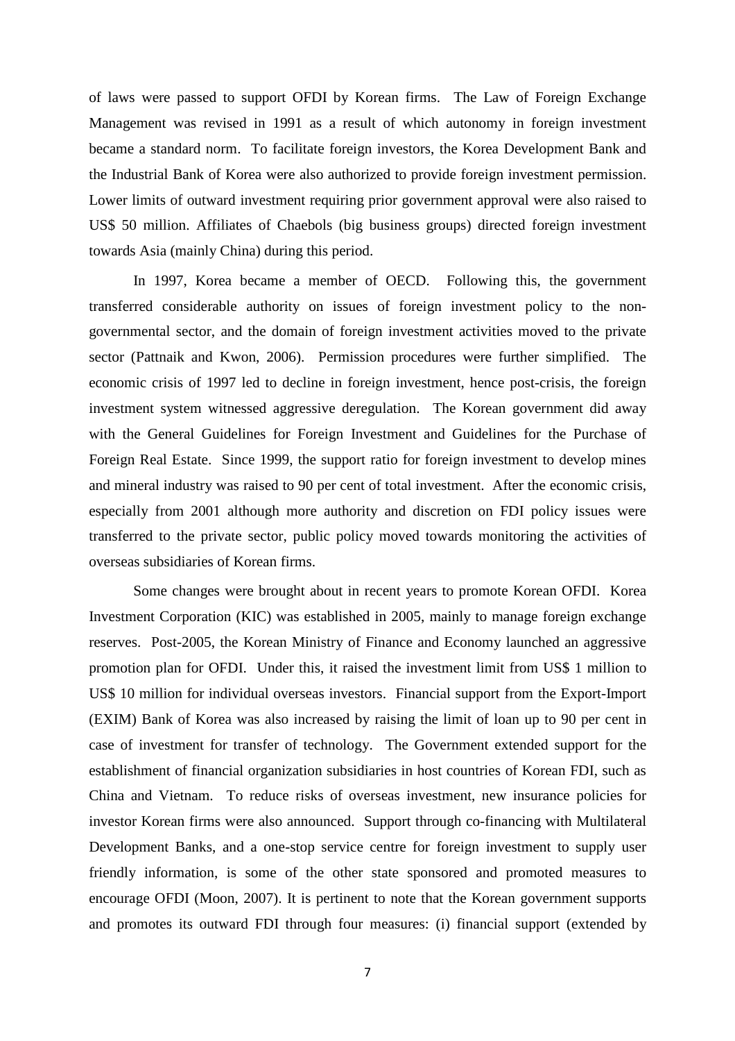of laws were passed to support OFDI by Korean firms. The Law of Foreign Exchange Management was revised in 1991 as a result of which autonomy in foreign investment became a standard norm. To facilitate foreign investors, the Korea Development Bank and the Industrial Bank of Korea were also authorized to provide foreign investment permission. Lower limits of outward investment requiring prior government approval were also raised to US$ 50 million. Affiliates of Chaebols (big business groups) directed foreign investment towards Asia (mainly China) during this period.

In 1997, Korea became a member of OECD. Following this, the government transferred considerable authority on issues of foreign investment policy to the non-governmental sector, and the domain of foreign investment activities moved to the private sector (Pattnaik and Kwon, 2006). Permission procedures were further simplified. The economic crisis of 1997 led to decline in foreign investment, hence post-crisis, the foreign investment system witnessed aggressive deregulation. The Korean government did away with the General Guidelines for Foreign Investment and Guidelines for the Purchase of Foreign Real Estate. Since 1999, the support ratio for foreign investment to develop mines and mineral industry was raised to 90 per cent of total investment. After the economic crisis, especially from 2001 although more authority and discretion on FDI policy issues were transferred to the private sector, public policy moved towards monitoring the activities of overseas subsidiaries of Korean firms.

Some changes were brought about in recent years to promote Korean OFDI. Korea Investment Corporation (KIC) was established in 2005, mainly to manage foreign exchange reserves. Post-2005, the Korean Ministry of Finance and Economy launched an aggressive promotion plan for OFDI. Under this, it raised the investment limit from US$ 1 million to US$ 10 million for individual overseas investors. Financial support from the Export-Import (EXIM) Bank of Korea was also increased by raising the limit of loan up to 90 per cent in case of investment for transfer of technology. The Government extended support for the establishment of financial organization subsidiaries in host countries of Korean FDI, such as China and Vietnam. To reduce risks of overseas investment, new insurance policies for investor Korean firms were also announced. Support through co-financing with Multilateral Development Banks, and a one-stop service centre for foreign investment to supply user friendly information, is some of the other state sponsored and promoted measures to encourage OFDI (Moon, 2007). It is pertinent to note that the Korean government supports and promotes its outward FDI through four measures: (i) financial support (extended by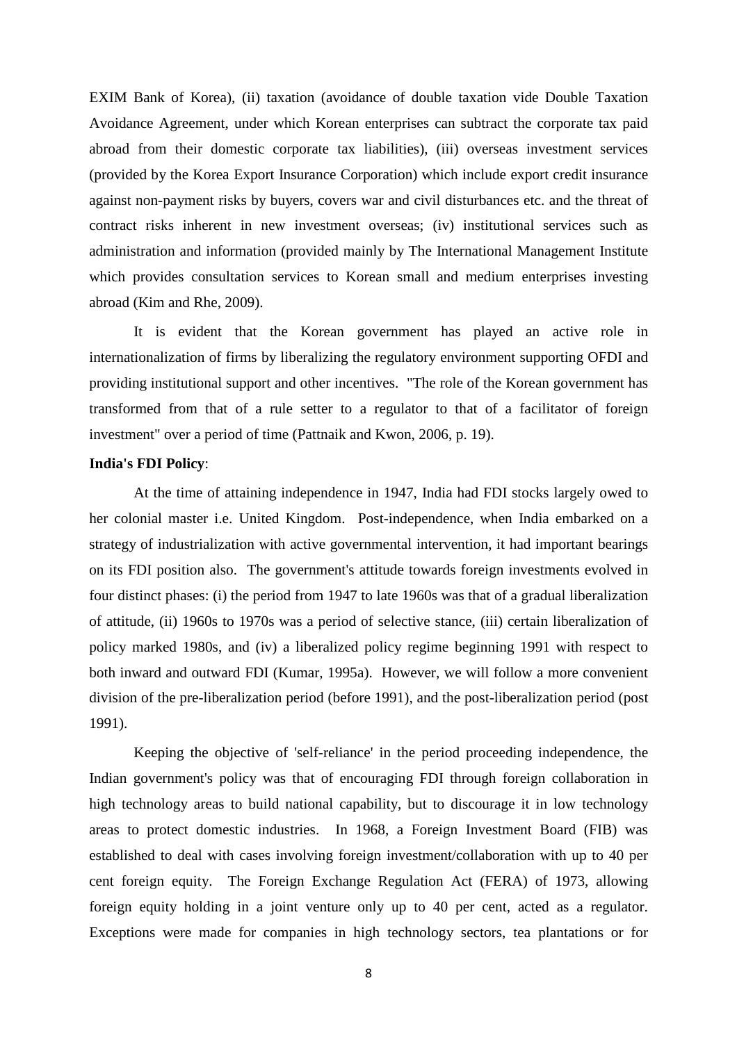EXIM Bank of Korea), (ii) taxation (avoidance of double taxation vide Double Taxation Avoidance Agreement, under which Korean enterprises can subtract the corporate tax paid abroad from their domestic corporate tax liabilities), (iii) overseas investment services (provided by the Korea Export Insurance Corporation) which include export credit insurance against non-payment risks by buyers, covers war and civil disturbances etc. and the threat of contract risks inherent in new investment overseas; (iv) institutional services such as administration and information (provided mainly by The International Management Institute which provides consultation services to Korean small and medium enterprises investing abroad (Kim and Rhe, 2009).

It is evident that the Korean government has played an active role in internationalization of firms by liberalizing the regulatory environment supporting OFDI and providing institutional support and other incentives. "The role of the Korean government has transformed from that of a rule setter to a regulator to that of a facilitator of foreign investment" over a period of time (Pattnaik and Kwon, 2006, p. 19).

**India's FDI Policy**:

At the time of attaining independence in 1947, India had FDI stocks largely owed to her colonial master i.e. United Kingdom. Post-independence, when India embarked on a strategy of industrialization with active governmental intervention, it had important bearings on its FDI position also. The government's attitude towards foreign investments evolved in four distinct phases: (i) the period from 1947 to late 1960s was that of a gradual liberalization of attitude, (ii) 1960s to 1970s was a period of selective stance, (iii) certain liberalization of policy marked 1980s, and (iv) a liberalized policy regime beginning 1991 with respect to both inward and outward FDI (Kumar, 1995a). However, we will follow a more convenient division of the pre-liberalization period (before 1991), and the post-liberalization period (post 1991).

Keeping the objective of 'self-reliance' in the period proceeding independence, the Indian government's policy was that of encouraging FDI through foreign collaboration in high technology areas to build national capability, but to discourage it in low technology areas to protect domestic industries. In 1968, a Foreign Investment Board (FIB) was established to deal with cases involving foreign investment/collaboration with up to 40 per cent foreign equity. The Foreign Exchange Regulation Act (FERA) of 1973, allowing foreign equity holding in a joint venture only up to 40 per cent, acted as a regulator. Exceptions were made for companies in high technology sectors, tea plantations or for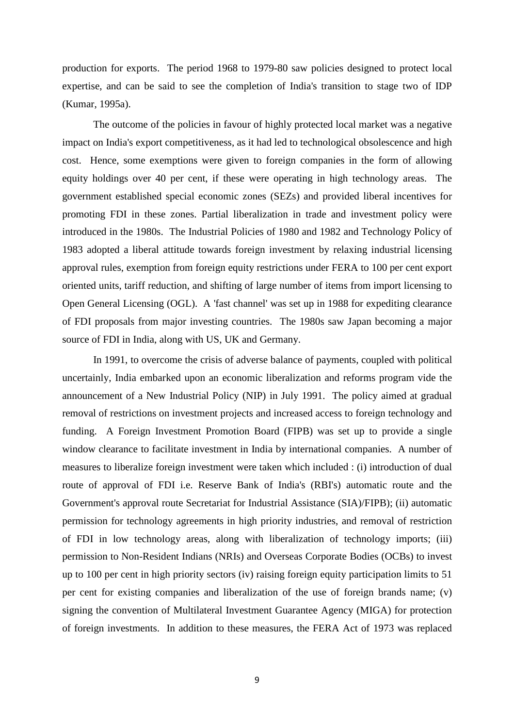production for exports. The period 1968 to 1979-80 saw policies designed to protect local expertise, and can be said to see the completion of India's transition to stage two of IDP (Kumar, 1995a).

The outcome of the policies in favour of highly protected local market was a negative impact on India's export competitiveness, as it had led to technological obsolescence and high cost. Hence, some exemptions were given to foreign companies in the form of allowing equity holdings over 40 per cent, if these were operating in high technology areas. The government established special economic zones (SEZs) and provided liberal incentives for promoting FDI in these zones. Partial liberalization in trade and investment policy were introduced in the 1980s. The Industrial Policies of 1980 and 1982 and Technology Policy of 1983 adopted a liberal attitude towards foreign investment by relaxing industrial licensing approval rules, exemption from foreign equity restrictions under FERA to 100 per cent export oriented units, tariff reduction, and shifting of large number of items from import licensing to Open General Licensing (OGL). A 'fast channel' was set up in 1988 for expediting clearance of FDI proposals from major investing countries. The 1980s saw Japan becoming a major source of FDI in India, along with US, UK and Germany.

In 1991, to overcome the crisis of adverse balance of payments, coupled with political uncertainly, India embarked upon an economic liberalization and reforms program vide the announcement of a New Industrial Policy (NIP) in July 1991. The policy aimed at gradual removal of restrictions on investment projects and increased access to foreign technology and funding. A Foreign Investment Promotion Board (FIPB) was set up to provide a single window clearance to facilitate investment in India by international companies. A number of measures to liberalize foreign investment were taken which included : (i) introduction of dual route of approval of FDI i.e. Reserve Bank of India's (RBI's) automatic route and the Government's approval route Secretariat for Industrial Assistance (SIA)/FIPB); (ii) automatic permission for technology agreements in high priority industries, and removal of restriction of FDI in low technology areas, along with liberalization of technology imports; (iii) permission to Non-Resident Indians (NRIs) and Overseas Corporate Bodies (OCBs) to invest up to 100 per cent in high priority sectors (iv) raising foreign equity participation limits to 51 per cent for existing companies and liberalization of the use of foreign brands name; (v) signing the convention of Multilateral Investment Guarantee Agency (MIGA) for protection of foreign investments. In addition to these measures, the FERA Act of 1973 was replaced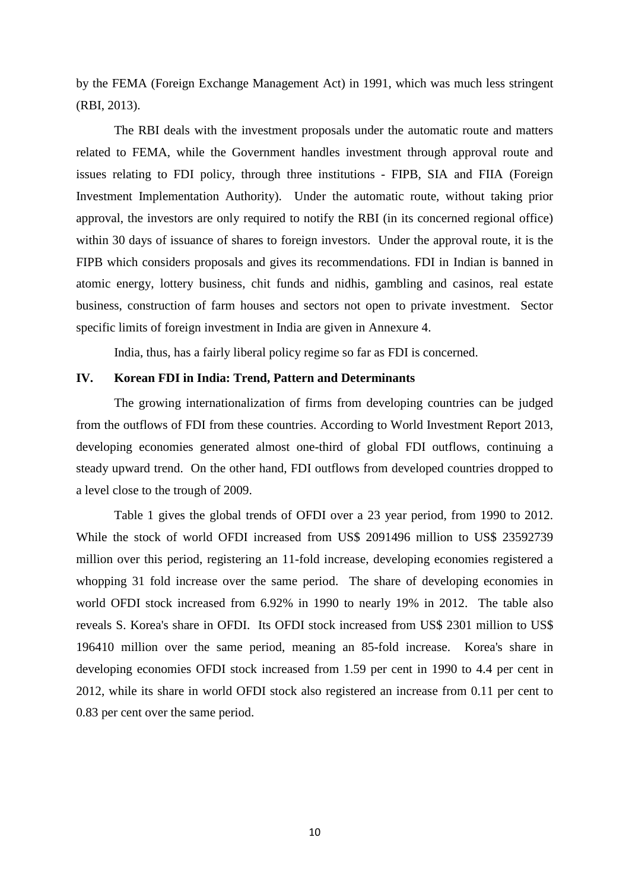by the FEMA (Foreign Exchange Management Act) in 1991, which was much less stringent (RBI, 2013).

The RBI deals with the investment proposals under the automatic route and matters related to FEMA, while the Government handles investment through approval route and issues relating to FDI policy, through three institutions - FIPB, SIA and FIIA (Foreign Investment Implementation Authority). Under the automatic route, without taking prior approval, the investors are only required to notify the RBI (in its concerned regional office) within 30 days of issuance of shares to foreign investors. Under the approval route, it is the FIPB which considers proposals and gives its recommendations. FDI in Indian is banned in atomic energy, lottery business, chit funds and nidhis, gambling and casinos, real estate business, construction of farm houses and sectors not open to private investment. Sector specific limits of foreign investment in India are given in Annexure 4.

India, thus, has a fairly liberal policy regime so far as FDI is concerned.

## IV. Korean FDI in India: Trend, Pattern and Determinants

The growing internationalization of firms from developing countries can be judged from the outflows of FDI from these countries. According to World Investment Report 2013, developing economies generated almost one-third of global FDI outflows, continuing a steady upward trend. On the other hand, FDI outflows from developed countries dropped to a level close to the trough of 2009.

Table 1 gives the global trends of OFDI over a 23 year period, from 1990 to 2012. While the stock of world OFDI increased from US$ 2091496 million to US$ 23592739 million over this period, registering an 11-fold increase, developing economies registered a whopping 31 fold increase over the same period. The share of developing economies in world OFDI stock increased from 6.92% in 1990 to nearly 19% in 2012. The table also reveals S. Korea's share in OFDI. Its OFDI stock increased from US$ 2301 million to US$ 196410 million over the same period, meaning an 85-fold increase. Korea's share in developing economies OFDI stock increased from 1.59 per cent in 1990 to 4.4 per cent in 2012, while its share in world OFDI stock also registered an increase from 0.11 per cent to 0.83 per cent over the same period.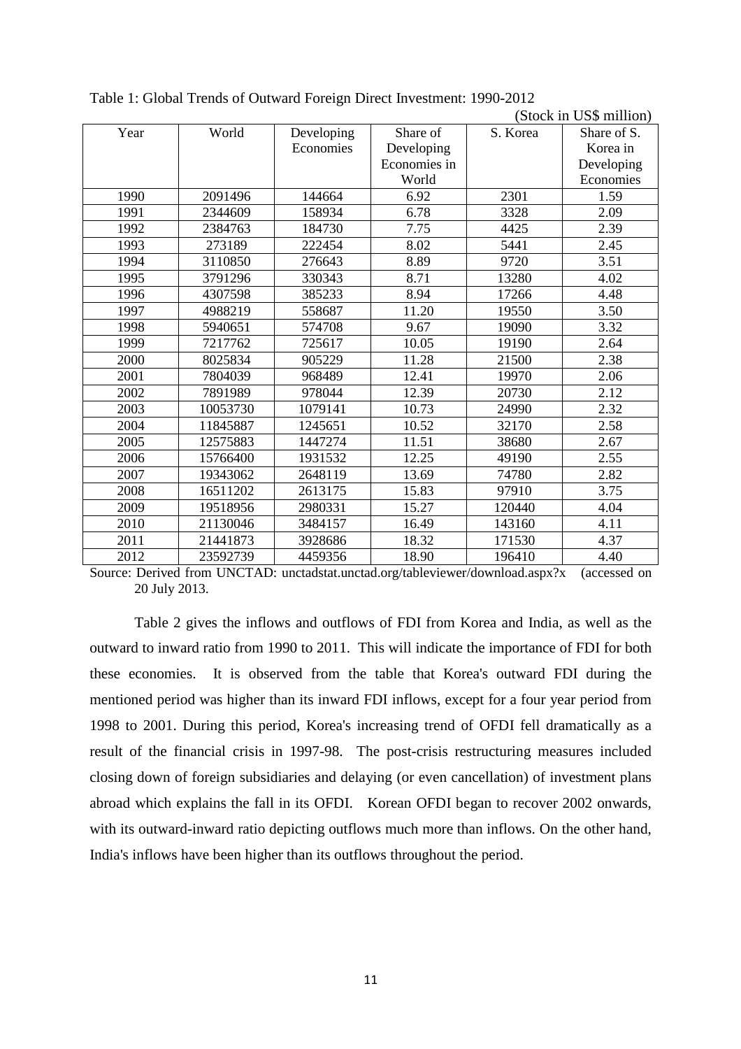Table 1: Global Trends of Outward Foreign Direct Investment: 1990-2012

(Stock in US$ million)

| Year | World | Developing Economies | Share of Developing Economies in World | S. Korea | Share of S. Korea in Developing Economies |
|---|---|---|---|---|---|
| 1990 | 2091496 | 144664 | 6.92 | 2301 | 1.59 |
| 1991 | 2344609 | 158934 | 6.78 | 3328 | 2.09 |
| 1992 | 2384763 | 184730 | 7.75 | 4425 | 2.39 |
| 1993 | 273189 | 222454 | 8.02 | 5441 | 2.45 |
| 1994 | 3110850 | 276643 | 8.89 | 9720 | 3.51 |
| 1995 | 3791296 | 330343 | 8.71 | 13280 | 4.02 |
| 1996 | 4307598 | 385233 | 8.94 | 17266 | 4.48 |
| 1997 | 4988219 | 558687 | 11.20 | 19550 | 3.50 |
| 1998 | 5940651 | 574708 | 9.67 | 19090 | 3.32 |
| 1999 | 7217762 | 725617 | 10.05 | 19190 | 2.64 |
| 2000 | 8025834 | 905229 | 11.28 | 21500 | 2.38 |
| 2001 | 7804039 | 968489 | 12.41 | 19970 | 2.06 |
| 2002 | 7891989 | 978044 | 12.39 | 20730 | 2.12 |
| 2003 | 10053730 | 1079141 | 10.73 | 24990 | 2.32 |
| 2004 | 11845887 | 1245651 | 10.52 | 32170 | 2.58 |
| 2005 | 12575883 | 1447274 | 11.51 | 38680 | 2.67 |
| 2006 | 15766400 | 1931532 | 12.25 | 49190 | 2.55 |
| 2007 | 19343062 | 2648119 | 13.69 | 74780 | 2.82 |
| 2008 | 16511202 | 2613175 | 15.83 | 97910 | 3.75 |
| 2009 | 19518956 | 2980331 | 15.27 | 120440 | 4.04 |
| 2010 | 21130046 | 3484157 | 16.49 | 143160 | 4.11 |
| 2011 | 21441873 | 3928686 | 18.32 | 171530 | 4.37 |
| 2012 | 23592739 | 4459356 | 18.90 | 196410 | 4.40 |

Source: Derived from UNCTAD: unctadstat.unctad.org/tableviewer/download.aspx?x (accessed on 20 July 2013.

Table 2 gives the inflows and outflows of FDI from Korea and India, as well as the outward to inward ratio from 1990 to 2011. This will indicate the importance of FDI for both these economies. It is observed from the table that Korea's outward FDI during the mentioned period was higher than its inward FDI inflows, except for a four year period from 1998 to 2001. During this period, Korea's increasing trend of OFDI fell dramatically as a result of the financial crisis in 1997-98. The post-crisis restructuring measures included closing down of foreign subsidiaries and delaying (or even cancellation) of investment plans abroad which explains the fall in its OFDI. Korean OFDI began to recover 2002 onwards, with its outward-inward ratio depicting outflows much more than inflows. On the other hand, India's inflows have been higher than its outflows throughout the period.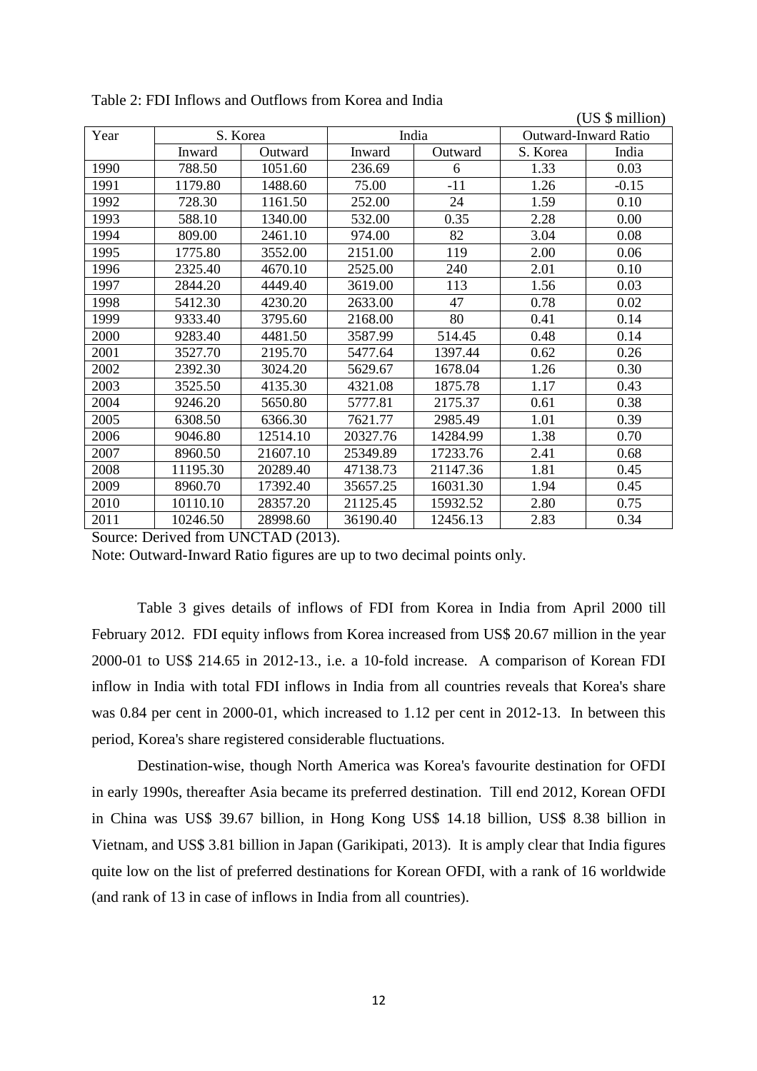Table 2: FDI Inflows and Outflows from Korea and India

(US $ million)

| Year | S. Korea | | India | | Outward-Inward Ratio | |
|---|---|---|---|---|---|---|
| | Inward | Outward | Inward | Outward | S. Korea | India |
| 1990 | 788.50 | 1051.60 | 236.69 | 6 | 1.33 | 0.03 |
| 1991 | 1179.80 | 1488.60 | 75.00 | -11 | 1.26 | -0.15 |
| 1992 | 728.30 | 1161.50 | 252.00 | 24 | 1.59 | 0.10 |
| 1993 | 588.10 | 1340.00 | 532.00 | 0.35 | 2.28 | 0.00 |
| 1994 | 809.00 | 2461.10 | 974.00 | 82 | 3.04 | 0.08 |
| 1995 | 1775.80 | 3552.00 | 2151.00 | 119 | 2.00 | 0.06 |
| 1996 | 2325.40 | 4670.10 | 2525.00 | 240 | 2.01 | 0.10 |
| 1997 | 2844.20 | 4449.40 | 3619.00 | 113 | 1.56 | 0.03 |
| 1998 | 5412.30 | 4230.20 | 2633.00 | 47 | 0.78 | 0.02 |
| 1999 | 9333.40 | 3795.60 | 2168.00 | 80 | 0.41 | 0.14 |
| 2000 | 9283.40 | 4481.50 | 3587.99 | 514.45 | 0.48 | 0.14 |
| 2001 | 3527.70 | 2195.70 | 5477.64 | 1397.44 | 0.62 | 0.26 |
| 2002 | 2392.30 | 3024.20 | 5629.67 | 1678.04 | 1.26 | 0.30 |
| 2003 | 3525.50 | 4135.30 | 4321.08 | 1875.78 | 1.17 | 0.43 |
| 2004 | 9246.20 | 5650.80 | 5777.81 | 2175.37 | 0.61 | 0.38 |
| 2005 | 6308.50 | 6366.30 | 7621.77 | 2985.49 | 1.01 | 0.39 |
| 2006 | 9046.80 | 12514.10 | 20327.76 | 14284.99 | 1.38 | 0.70 |
| 2007 | 8960.50 | 21607.10 | 25349.89 | 17233.76 | 2.41 | 0.68 |
| 2008 | 11195.30 | 20289.40 | 47138.73 | 21147.36 | 1.81 | 0.45 |
| 2009 | 8960.70 | 17392.40 | 35657.25 | 16031.30 | 1.94 | 0.45 |
| 2010 | 10110.10 | 28357.20 | 21125.45 | 15932.52 | 2.80 | 0.75 |
| 2011 | 10246.50 | 28998.60 | 36190.40 | 12456.13 | 2.83 | 0.34 |

Source: Derived from UNCTAD (2013).

Note: Outward-Inward Ratio figures are up to two decimal points only.

Table 3 gives details of inflows of FDI from Korea in India from April 2000 till February 2012. FDI equity inflows from Korea increased from US$ 20.67 million in the year 2000-01 to US$ 214.65 in 2012-13., i.e. a 10-fold increase. A comparison of Korean FDI inflow in India with total FDI inflows in India from all countries reveals that Korea's share was 0.84 per cent in 2000-01, which increased to 1.12 per cent in 2012-13. In between this period, Korea's share registered considerable fluctuations.

Destination-wise, though North America was Korea's favourite destination for OFDI in early 1990s, thereafter Asia became its preferred destination. Till end 2012, Korean OFDI in China was US$ 39.67 billion, in Hong Kong US$ 14.18 billion, US$ 8.38 billion in Vietnam, and US$ 3.81 billion in Japan (Garikipati, 2013). It is amply clear that India figures quite low on the list of preferred destinations for Korean OFDI, with a rank of 16 worldwide (and rank of 13 in case of inflows in India from all countries).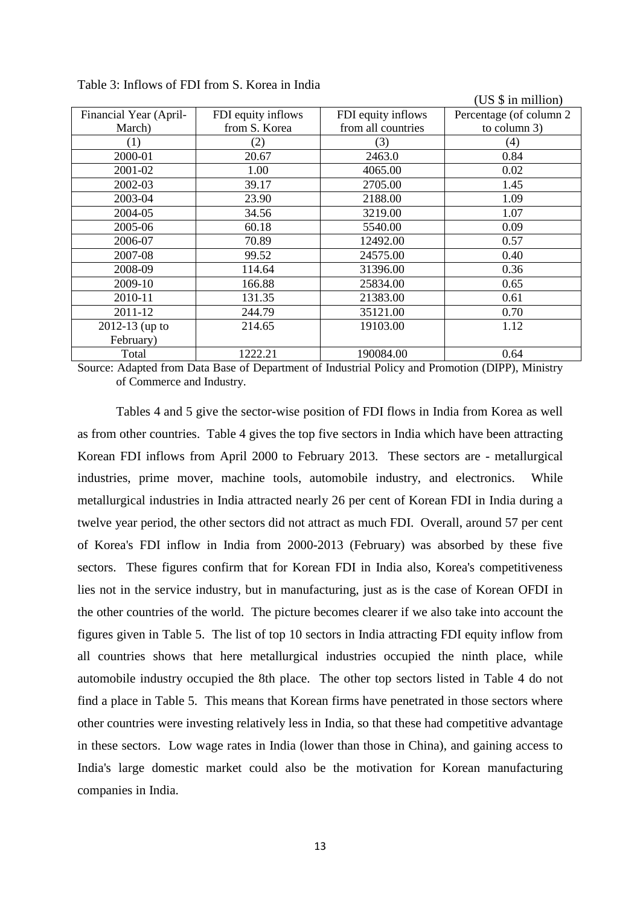Table 3: Inflows of FDI from S. Korea in India

(US $ in million)

| Financial Year (April-March) | FDI equity inflows from S. Korea | FDI equity inflows from all countries | Percentage (of column 2 to column 3) |
|---|---|---|---|
| (1) | (2) | (3) | (4) |
| 2000-01 | 20.67 | 2463.0 | 0.84 |
| 2001-02 | 1.00 | 4065.00 | 0.02 |
| 2002-03 | 39.17 | 2705.00 | 1.45 |
| 2003-04 | 23.90 | 2188.00 | 1.09 |
| 2004-05 | 34.56 | 3219.00 | 1.07 |
| 2005-06 | 60.18 | 5540.00 | 0.09 |
| 2006-07 | 70.89 | 12492.00 | 0.57 |
| 2007-08 | 99.52 | 24575.00 | 0.40 |
| 2008-09 | 114.64 | 31396.00 | 0.36 |
| 2009-10 | 166.88 | 25834.00 | 0.65 |
| 2010-11 | 131.35 | 21383.00 | 0.61 |
| 2011-12 | 244.79 | 35121.00 | 0.70 |
| 2012-13 (up to February) | 214.65 | 19103.00 | 1.12 |
| Total | 1222.21 | 190084.00 | 0.64 |

Source: Adapted from Data Base of Department of Industrial Policy and Promotion (DIPP), Ministry of Commerce and Industry.

Tables 4 and 5 give the sector-wise position of FDI flows in India from Korea as well as from other countries. Table 4 gives the top five sectors in India which have been attracting Korean FDI inflows from April 2000 to February 2013. These sectors are - metallurgical industries, prime mover, machine tools, automobile industry, and electronics. While metallurgical industries in India attracted nearly 26 per cent of Korean FDI in India during a twelve year period, the other sectors did not attract as much FDI. Overall, around 57 per cent of Korea's FDI inflow in India from 2000-2013 (February) was absorbed by these five sectors. These figures confirm that for Korean FDI in India also, Korea's competitiveness lies not in the service industry, but in manufacturing, just as is the case of Korean OFDI in the other countries of the world. The picture becomes clearer if we also take into account the figures given in Table 5. The list of top 10 sectors in India attracting FDI equity inflow from all countries shows that here metallurgical industries occupied the ninth place, while automobile industry occupied the 8th place. The other top sectors listed in Table 4 do not find a place in Table 5. This means that Korean firms have penetrated in those sectors where other countries were investing relatively less in India, so that these had competitive advantage in these sectors. Low wage rates in India (lower than those in China), and gaining access to India's large domestic market could also be the motivation for Korean manufacturing companies in India.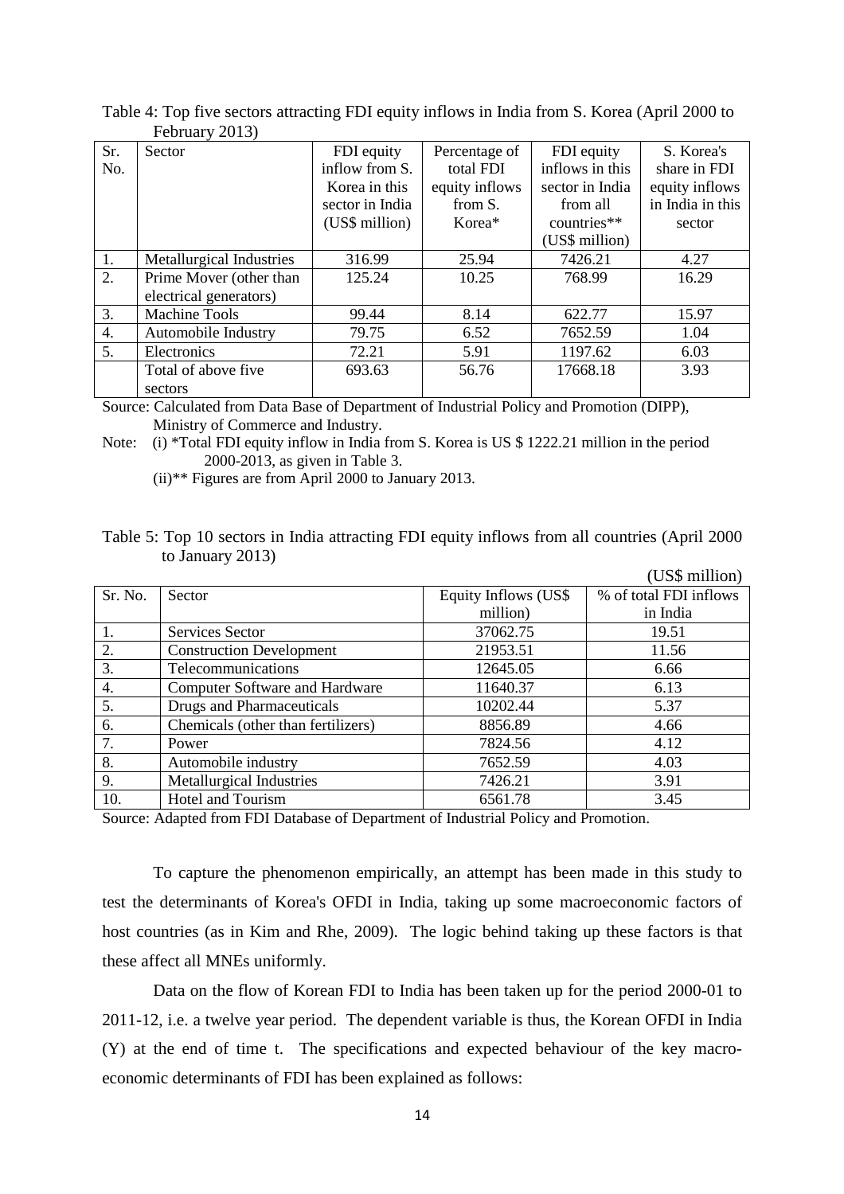Table 4: Top five sectors attracting FDI equity inflows in India from S. Korea (April 2000 to February 2013)

| Sr. No. | Sector | FDI equity inflow from S. Korea in this sector in India (US$ million) | Percentage of total FDI equity inflows from S. Korea* | FDI equity inflows in this sector in India from all countries** (US$ million) | S. Korea's share in FDI equity inflows in India in this sector |
|---|---|---|---|---|---|
| 1. | Metallurgical Industries | 316.99 | 25.94 | 7426.21 | 4.27 |
| 2. | Prime Mover (other than electrical generators) | 125.24 | 10.25 | 768.99 | 16.29 |
| 3. | Machine Tools | 99.44 | 8.14 | 622.77 | 15.97 |
| 4. | Automobile Industry | 79.75 | 6.52 | 7652.59 | 1.04 |
| 5. | Electronics | 72.21 | 5.91 | 1197.62 | 6.03 |
| | Total of above five sectors | 693.63 | 56.76 | 17668.18 | 3.93 |

Source: Calculated from Data Base of Department of Industrial Policy and Promotion (DIPP), Ministry of Commerce and Industry.

Note: (i) *Total FDI equity inflow in India from S. Korea is US $ 1222.21 million in the period 2000-2013, as given in Table 3.

(ii)** Figures are from April 2000 to January 2013.

Table 5: Top 10 sectors in India attracting FDI equity inflows from all countries (April 2000 to January 2013)

(US$ million)

| Sr. No. | Sector | Equity Inflows (US$ million) | % of total FDI inflows in India |
|---|---|---|---|
| 1. | Services Sector | 37062.75 | 19.51 |
| 2. | Construction Development | 21953.51 | 11.56 |
| 3. | Telecommunications | 12645.05 | 6.66 |
| 4. | Computer Software and Hardware | 11640.37 | 6.13 |
| 5. | Drugs and Pharmaceuticals | 10202.44 | 5.37 |
| 6. | Chemicals (other than fertilizers) | 8856.89 | 4.66 |
| 7. | Power | 7824.56 | 4.12 |
| 8. | Automobile industry | 7652.59 | 4.03 |
| 9. | Metallurgical Industries | 7426.21 | 3.91 |
| 10. | Hotel and Tourism | 6561.78 | 3.45 |

Source: Adapted from FDI Database of Department of Industrial Policy and Promotion.

To capture the phenomenon empirically, an attempt has been made in this study to test the determinants of Korea's OFDI in India, taking up some macroeconomic factors of host countries (as in Kim and Rhe, 2009). The logic behind taking up these factors is that these affect all MNEs uniformly.

Data on the flow of Korean FDI to India has been taken up for the period 2000-01 to 2011-12, i.e. a twelve year period. The dependent variable is thus, the Korean OFDI in India (Y) at the end of time t. The specifications and expected behaviour of the key macro-economic determinants of FDI has been explained as follows: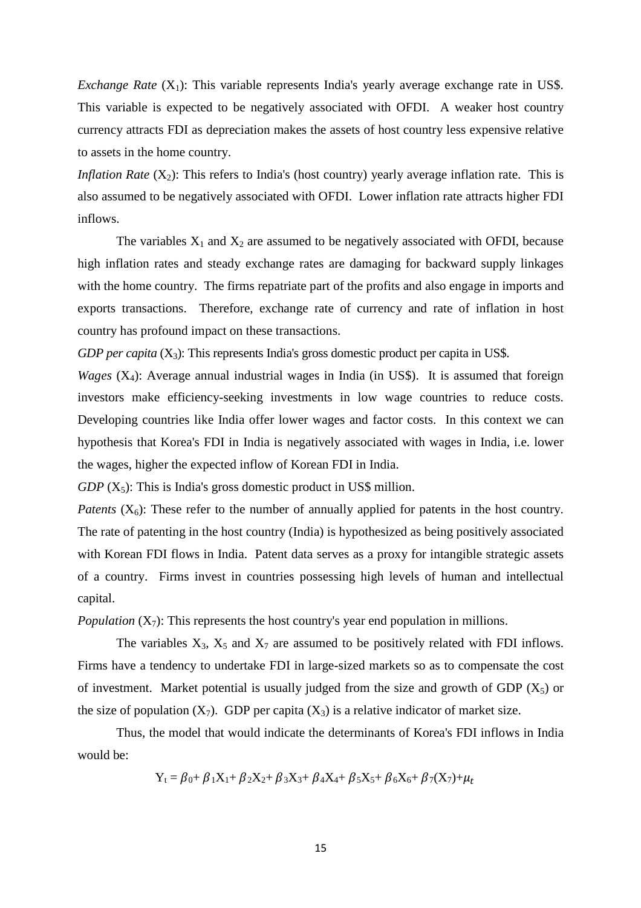*Exchange Rate* ($X_1$): This variable represents India's yearly average exchange rate in US$. This variable is expected to be negatively associated with OFDI. A weaker host country currency attracts FDI as depreciation makes the assets of host country less expensive relative to assets in the home country.

*Inflation Rate* ($X_2$): This refers to India's (host country) yearly average inflation rate. This is also assumed to be negatively associated with OFDI. Lower inflation rate attracts higher FDI inflows.

The variables $X_1$ and $X_2$ are assumed to be negatively associated with OFDI, because high inflation rates and steady exchange rates are damaging for backward supply linkages with the home country. The firms repatriate part of the profits and also engage in imports and exports transactions. Therefore, exchange rate of currency and rate of inflation in host country has profound impact on these transactions.

*GDP per capita* ($X_3$): This represents India's gross domestic product per capita in US$.

*Wages* ($X_4$): Average annual industrial wages in India (in US$). It is assumed that foreign investors make efficiency-seeking investments in low wage countries to reduce costs. Developing countries like India offer lower wages and factor costs. In this context we can hypothesis that Korea's FDI in India is negatively associated with wages in India, i.e. lower the wages, higher the expected inflow of Korean FDI in India.

*GDP* ($X_5$): This is India's gross domestic product in US$ million.

*Patents* ($X_6$): These refer to the number of annually applied for patents in the host country. The rate of patenting in the host country (India) is hypothesized as being positively associated with Korean FDI flows in India. Patent data serves as a proxy for intangible strategic assets of a country. Firms invest in countries possessing high levels of human and intellectual capital.

*Population* ($X_7$): This represents the host country's year end population in millions.

The variables $X_3$, $X_5$ and $X_7$ are assumed to be positively related with FDI inflows. Firms have a tendency to undertake FDI in large-sized markets so as to compensate the cost of investment. Market potential is usually judged from the size and growth of GDP ($X_5$) or the size of population ($X_7$). GDP per capita ($X_3$) is a relative indicator of market size.

Thus, the model that would indicate the determinants of Korea's FDI inflows in India would be:

$$Y_t = \beta_0 + \beta_1 X_1 + \beta_2 X_2 + \beta_3 X_3 + \beta_4 X_4 + \beta_5 X_5 + \beta_6 X_6 + \beta_7 (X_7) + \mu_t$$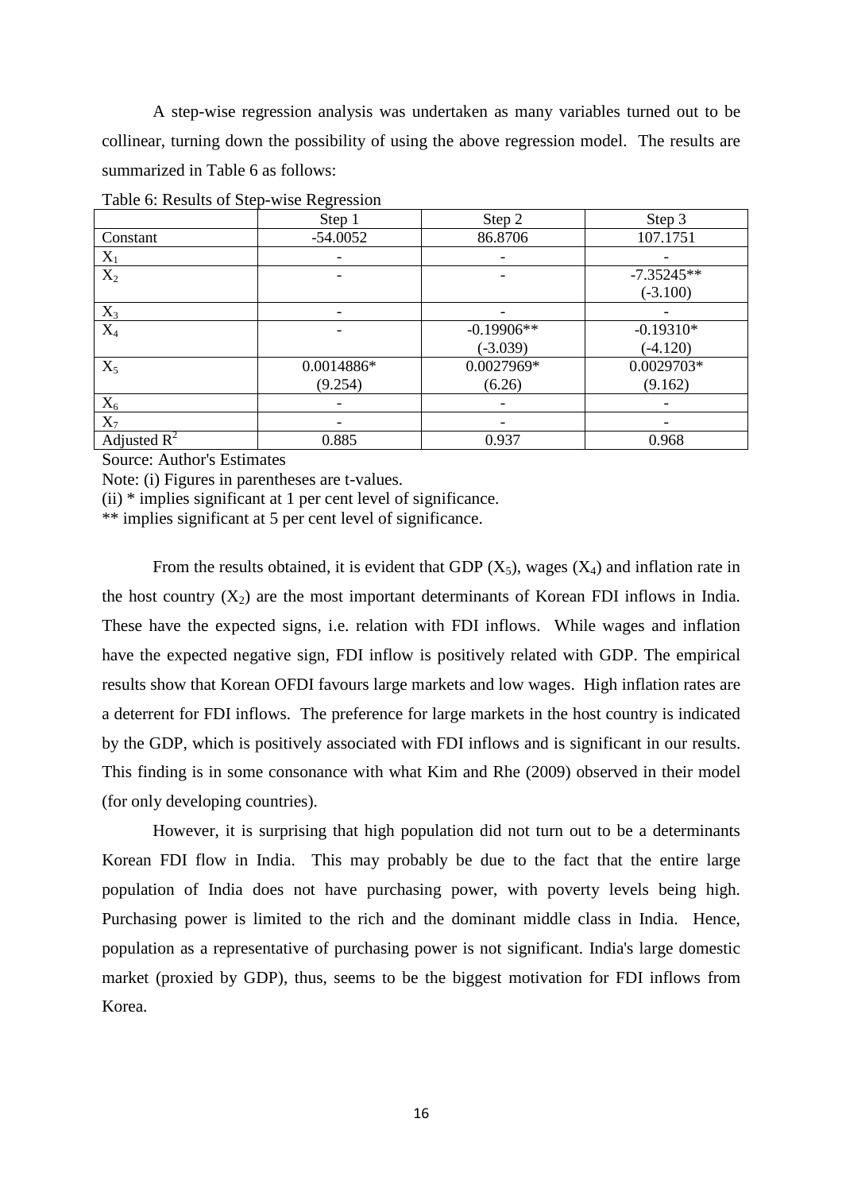A step-wise regression analysis was undertaken as many variables turned out to be collinear, turning down the possibility of using the above regression model. The results are summarized in Table 6 as follows:

Table 6: Results of Step-wise Regression

| | Step 1 | Step 2 | Step 3 |
|---|---|---|---|
| Constant | -54.0052 | 86.8706 | 107.1751 |
| $X_1$ | - | - | - |
| $X_2$ | - | - | -7.35245** (-3.100) |
| $X_3$ | - | - | - |
| $X_4$ | - | -0.19906** (-3.039) | -0.19310* (-4.120) |
| $X_5$ | 0.0014886* (9.254) | 0.0027969* (6.26) | 0.0029703* (9.162) |
| $X_6$ | - | - | - |
| $X_7$ | - | - | - |
| Adjusted $R^2$ | 0.885 | 0.937 | 0.968 |

Source: Author's Estimates

Note: (i) Figures in parentheses are t-values.

(ii) * implies significant at 1 per cent level of significance.

** implies significant at 5 per cent level of significance.

From the results obtained, it is evident that GDP ($X_5$), wages ($X_4$) and inflation rate in the host country ($X_2$) are the most important determinants of Korean FDI inflows in India. These have the expected signs, i.e. relation with FDI inflows. While wages and inflation have the expected negative sign, FDI inflow is positively related with GDP. The empirical results show that Korean OFDI favours large markets and low wages. High inflation rates are a deterrent for FDI inflows. The preference for large markets in the host country is indicated by the GDP, which is positively associated with FDI inflows and is significant in our results. This finding is in some consonance with what Kim and Rhe (2009) observed in their model (for only developing countries).

However, it is surprising that high population did not turn out to be a determinants Korean FDI flow in India. This may probably be due to the fact that the entire large population of India does not have purchasing power, with poverty levels being high. Purchasing power is limited to the rich and the dominant middle class in India. Hence, population as a representative of purchasing power is not significant. India's large domestic market (proxied by GDP), thus, seems to be the biggest motivation for FDI inflows from Korea.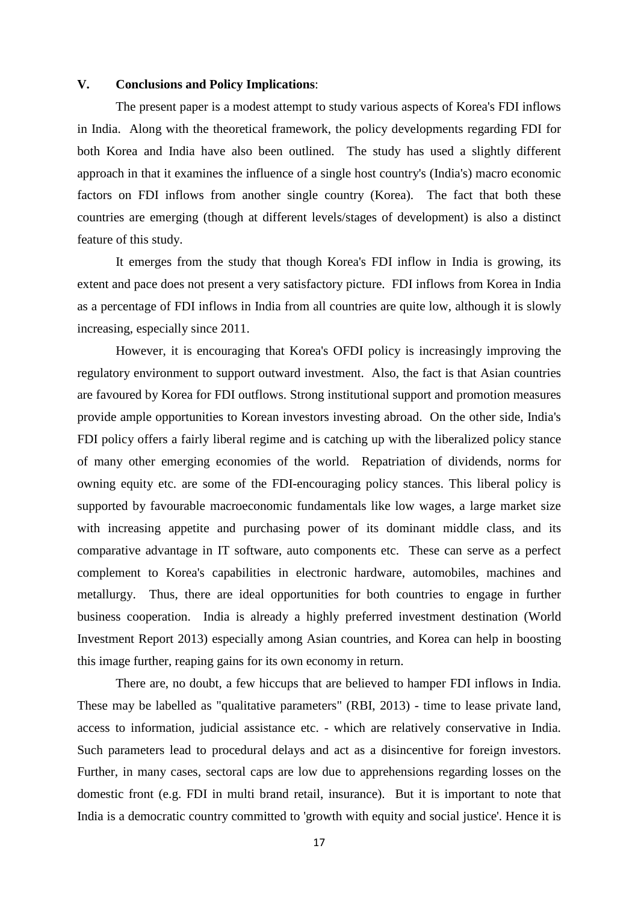## V. Conclusions and Policy Implications:

The present paper is a modest attempt to study various aspects of Korea's FDI inflows in India. Along with the theoretical framework, the policy developments regarding FDI for both Korea and India have also been outlined. The study has used a slightly different approach in that it examines the influence of a single host country's (India's) macro economic factors on FDI inflows from another single country (Korea). The fact that both these countries are emerging (though at different levels/stages of development) is also a distinct feature of this study.

It emerges from the study that though Korea's FDI inflow in India is growing, its extent and pace does not present a very satisfactory picture. FDI inflows from Korea in India as a percentage of FDI inflows in India from all countries are quite low, although it is slowly increasing, especially since 2011.

However, it is encouraging that Korea's OFDI policy is increasingly improving the regulatory environment to support outward investment. Also, the fact is that Asian countries are favoured by Korea for FDI outflows. Strong institutional support and promotion measures provide ample opportunities to Korean investors investing abroad. On the other side, India's FDI policy offers a fairly liberal regime and is catching up with the liberalized policy stance of many other emerging economies of the world. Repatriation of dividends, norms for owning equity etc. are some of the FDI-encouraging policy stances. This liberal policy is supported by favourable macroeconomic fundamentals like low wages, a large market size with increasing appetite and purchasing power of its dominant middle class, and its comparative advantage in IT software, auto components etc. These can serve as a perfect complement to Korea's capabilities in electronic hardware, automobiles, machines and metallurgy. Thus, there are ideal opportunities for both countries to engage in further business cooperation. India is already a highly preferred investment destination (World Investment Report 2013) especially among Asian countries, and Korea can help in boosting this image further, reaping gains for its own economy in return.

There are, no doubt, a few hiccups that are believed to hamper FDI inflows in India. These may be labelled as "qualitative parameters" (RBI, 2013) - time to lease private land, access to information, judicial assistance etc. - which are relatively conservative in India. Such parameters lead to procedural delays and act as a disincentive for foreign investors. Further, in many cases, sectoral caps are low due to apprehensions regarding losses on the domestic front (e.g. FDI in multi brand retail, insurance). But it is important to note that India is a democratic country committed to 'growth with equity and social justice'. Hence it is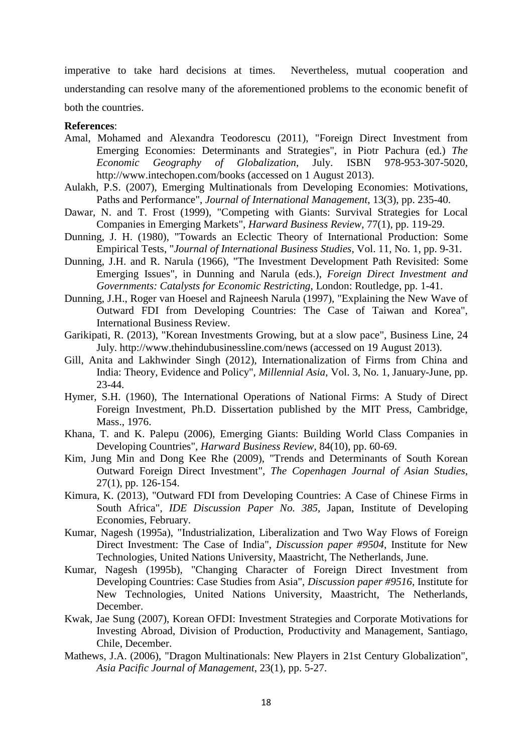imperative to take hard decisions at times. Nevertheless, mutual cooperation and understanding can resolve many of the aforementioned problems to the economic benefit of both the countries.

**References**:

- Amal, Mohamed and Alexandra Teodorescu (2011), "Foreign Direct Investment from Emerging Economies: Determinants and Strategies", in Piotr Pachura (ed.) *The Economic Geography of Globalization*, July. ISBN 978-953-307-5020, http://www.intechopen.com/books (accessed on 1 August 2013).
- Aulakh, P.S. (2007), Emerging Multinationals from Developing Economies: Motivations, Paths and Performance", *Journal of International Management*, 13(3), pp. 235-40.
- Dawar, N. and T. Frost (1999), "Competing with Giants: Survival Strategies for Local Companies in Emerging Markets", *Harward Business Review*, 77(1), pp. 119-29.
- Dunning, J. H. (1980), "Towards an Eclectic Theory of International Production: Some Empirical Tests, "*Journal of International Business Studies*, Vol. 11, No. 1, pp. 9-31.
- Dunning, J.H. and R. Narula (1966), "The Investment Development Path Revisited: Some Emerging Issues", in Dunning and Narula (eds.), *Foreign Direct Investment and Governments: Catalysts for Economic Restricting*, London: Routledge, pp. 1-41.
- Dunning, J.H., Roger van Hoesel and Rajneesh Narula (1997), "Explaining the New Wave of Outward FDI from Developing Countries: The Case of Taiwan and Korea", International Business Review.
- Garikipati, R. (2013), "Korean Investments Growing, but at a slow pace", Business Line, 24 July. http://www.thehindubusinessline.com/news (accessed on 19 August 2013).
- Gill, Anita and Lakhwinder Singh (2012), Internationalization of Firms from China and India: Theory, Evidence and Policy", *Millennial Asia*, Vol. 3, No. 1, January-June, pp. 23-44.
- Hymer, S.H. (1960), The International Operations of National Firms: A Study of Direct Foreign Investment, Ph.D. Dissertation published by the MIT Press, Cambridge, Mass., 1976.
- Khana, T. and K. Palepu (2006), Emerging Giants: Building World Class Companies in Developing Countries", *Harward Business Review*, 84(10), pp. 60-69.
- Kim, Jung Min and Dong Kee Rhe (2009), "Trends and Determinants of South Korean Outward Foreign Direct Investment", *The Copenhagen Journal of Asian Studies*, 27(1), pp. 126-154.
- Kimura, K. (2013), "Outward FDI from Developing Countries: A Case of Chinese Firms in South Africa", *IDE Discussion Paper No. 385*, Japan, Institute of Developing Economies, February.
- Kumar, Nagesh (1995a), "Industrialization, Liberalization and Two Way Flows of Foreign Direct Investment: The Case of India", *Discussion paper #9504*, Institute for New Technologies, United Nations University, Maastricht, The Netherlands, June.
- Kumar, Nagesh (1995b), "Changing Character of Foreign Direct Investment from Developing Countries: Case Studies from Asia", *Discussion paper #9516*, Institute for New Technologies, United Nations University, Maastricht, The Netherlands, December.
- Kwak, Jae Sung (2007), Korean OFDI: Investment Strategies and Corporate Motivations for Investing Abroad, Division of Production, Productivity and Management, Santiago, Chile, December.
- Mathews, J.A. (2006), "Dragon Multinationals: New Players in 21st Century Globalization", *Asia Pacific Journal of Management*, 23(1), pp. 5-27.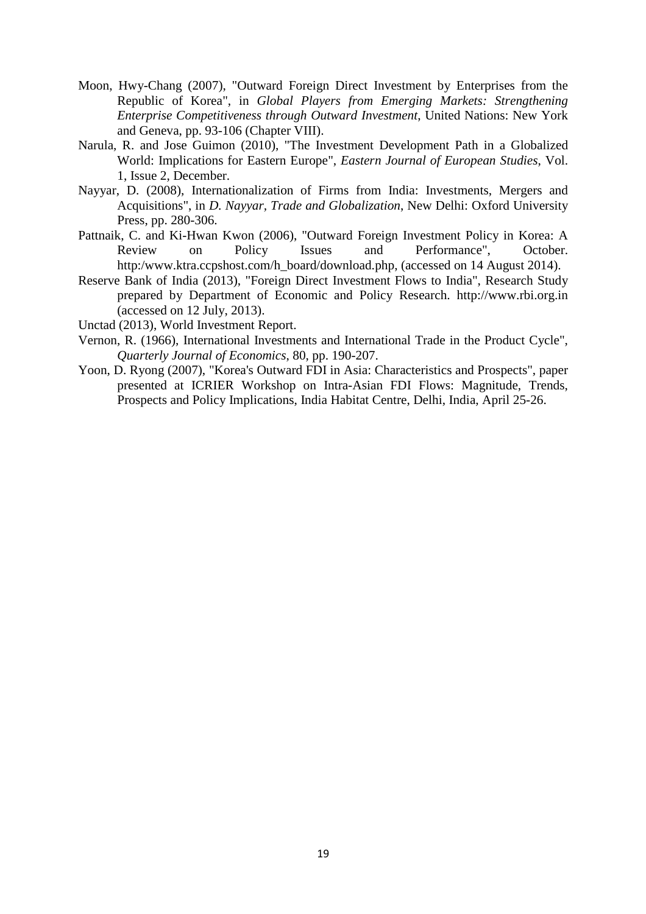Moon, Hwy-Chang (2007), "Outward Foreign Direct Investment by Enterprises from the Republic of Korea", in *Global Players from Emerging Markets: Strengthening Enterprise Competitiveness through Outward Investment*, United Nations: New York and Geneva, pp. 93-106 (Chapter VIII).

Narula, R. and Jose Guimon (2010), "The Investment Development Path in a Globalized World: Implications for Eastern Europe", *Eastern Journal of European Studies*, Vol. 1, Issue 2, December.

Nayyar, D. (2008), Internationalization of Firms from India: Investments, Mergers and Acquisitions", in *D. Nayyar, Trade and Globalization*, New Delhi: Oxford University Press, pp. 280-306.

Pattnaik, C. and Ki-Hwan Kwon (2006), "Outward Foreign Investment Policy in Korea: A Review on Policy Issues and Performance", October. http:/www.ktra.ccpshost.com/h_board/download.php, (accessed on 14 August 2014).

Reserve Bank of India (2013), "Foreign Direct Investment Flows to India", Research Study prepared by Department of Economic and Policy Research. http://www.rbi.org.in (accessed on 12 July, 2013).

Unctad (2013), World Investment Report.

Vernon, R. (1966), International Investments and International Trade in the Product Cycle", *Quarterly Journal of Economics*, 80, pp. 190-207.

Yoon, D. Ryong (2007), "Korea's Outward FDI in Asia: Characteristics and Prospects", paper presented at ICRIER Workshop on Intra-Asian FDI Flows: Magnitude, Trends, Prospects and Policy Implications, India Habitat Centre, Delhi, India, April 25-26.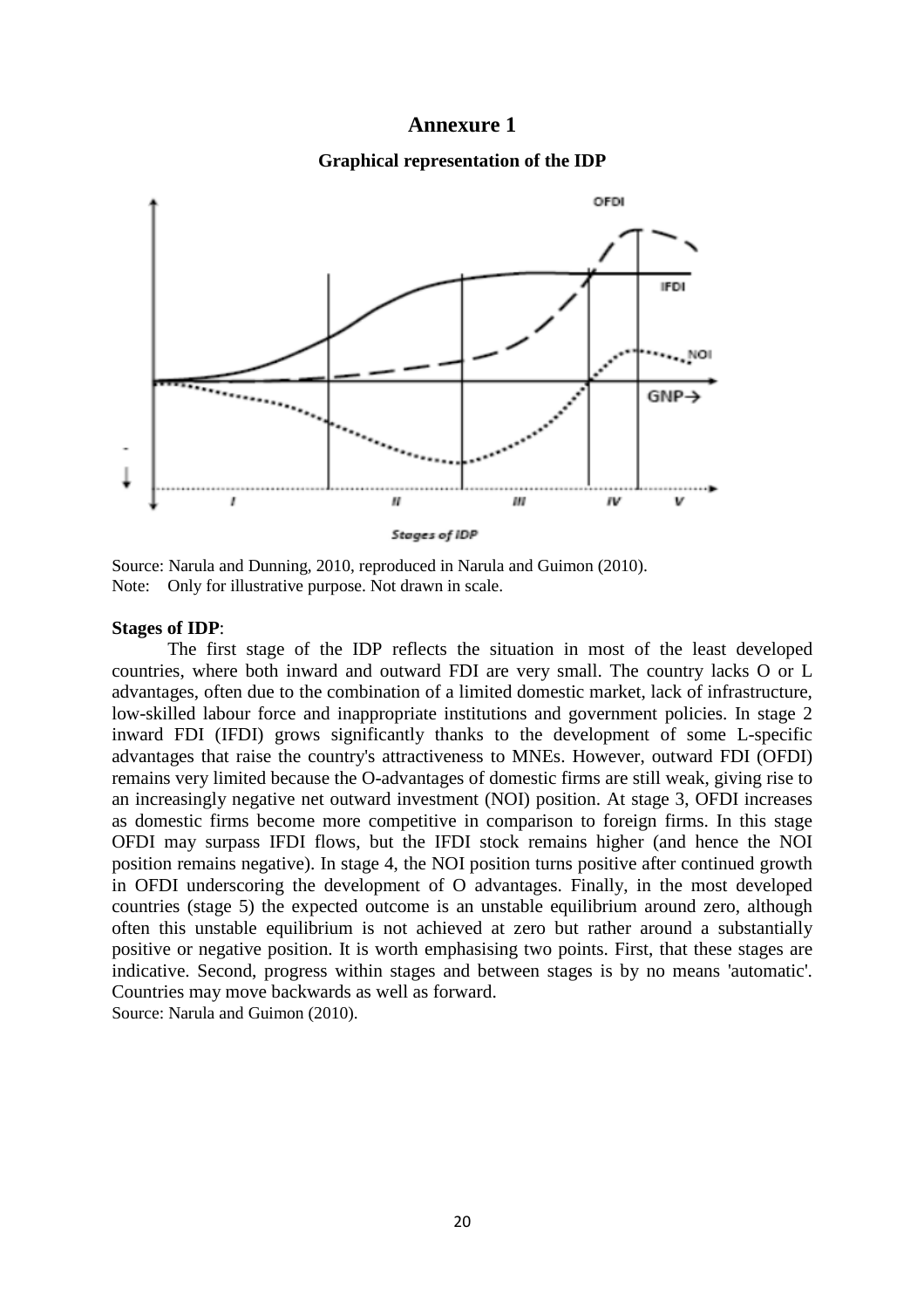# Annexure 1

### Graphical representation of the IDP

Source: Narula and Dunning, 2010, reproduced in Narula and Guimon (2010).
Note: Only for illustrative purpose. Not drawn in scale.

**Stages of IDP**:

The first stage of the IDP reflects the situation in most of the least developed countries, where both inward and outward FDI are very small. The country lacks O or L advantages, often due to the combination of a limited domestic market, lack of infrastructure, low-skilled labour force and inappropriate institutions and government policies. In stage 2 inward FDI (IFDI) grows significantly thanks to the development of some L-specific advantages that raise the country's attractiveness to MNEs. However, outward FDI (OFDI) remains very limited because the O-advantages of domestic firms are still weak, giving rise to an increasingly negative net outward investment (NOI) position. At stage 3, OFDI increases as domestic firms become more competitive in comparison to foreign firms. In this stage OFDI may surpass IFDI flows, but the IFDI stock remains higher (and hence the NOI position remains negative). In stage 4, the NOI position turns positive after continued growth in OFDI underscoring the development of O advantages. Finally, in the most developed countries (stage 5) the expected outcome is an unstable equilibrium around zero, although often this unstable equilibrium is not achieved at zero but rather around a substantially positive or negative position. It is worth emphasising two points. First, that these stages are indicative. Second, progress within stages and between stages is by no means 'automatic'. Countries may move backwards as well as forward.

Source: Narula and Guimon (2010).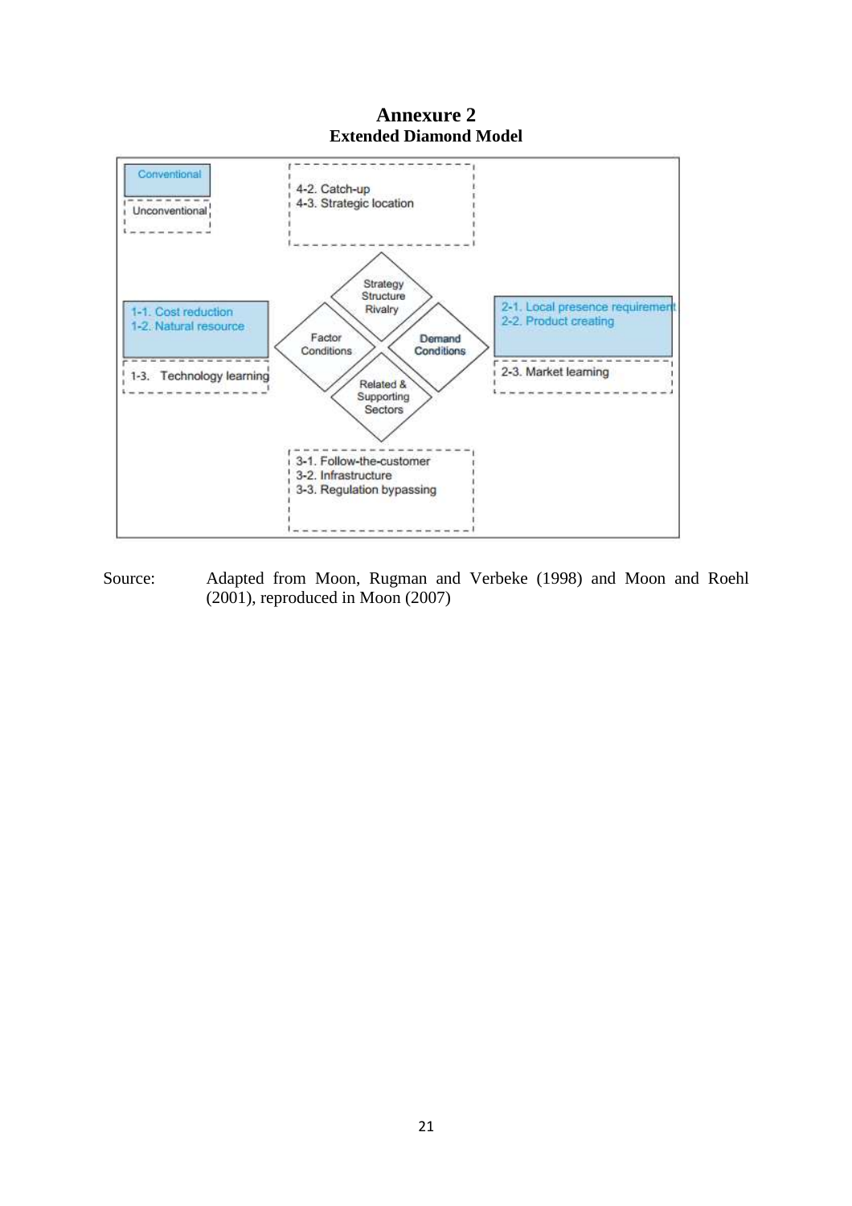# Annexure 2

## Extended Diamond Model

Conventional

Unconventional

4-2. Catch-up
4-3. Strategic location

Strategy Structure Rivalry

Factor Conditions

Demand Conditions

Related & Supporting Sectors

1-1. Cost reduction
1-2. Natural resource

1-3. Technology learning

2-1. Local presence requirement
2-2. Product creating

2-3. Market learning

3-1. Follow-the-customer
3-2. Infrastructure
3-3. Regulation bypassing

Source: Adapted from Moon, Rugman and Verbeke (1998) and Moon and Roehl (2001), reproduced in Moon (2007)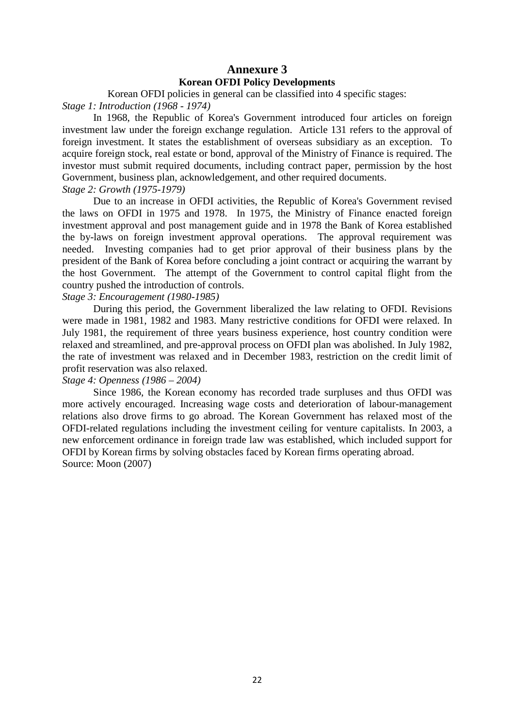# Annexure 3

## Korean OFDI Policy Developments

Korean OFDI policies in general can be classified into 4 specific stages:

*Stage 1: Introduction (1968 - 1974)*

In 1968, the Republic of Korea's Government introduced four articles on foreign investment law under the foreign exchange regulation. Article 131 refers to the approval of foreign investment. It states the establishment of overseas subsidiary as an exception. To acquire foreign stock, real estate or bond, approval of the Ministry of Finance is required. The investor must submit required documents, including contract paper, permission by the host Government, business plan, acknowledgement, and other required documents.

*Stage 2: Growth (1975-1979)*

Due to an increase in OFDI activities, the Republic of Korea's Government revised the laws on OFDI in 1975 and 1978. In 1975, the Ministry of Finance enacted foreign investment approval and post management guide and in 1978 the Bank of Korea established the by-laws on foreign investment approval operations. The approval requirement was needed. Investing companies had to get prior approval of their business plans by the president of the Bank of Korea before concluding a joint contract or acquiring the warrant by the host Government. The attempt of the Government to control capital flight from the country pushed the introduction of controls.

*Stage 3: Encouragement (1980-1985)*

During this period, the Government liberalized the law relating to OFDI. Revisions were made in 1981, 1982 and 1983. Many restrictive conditions for OFDI were relaxed. In July 1981, the requirement of three years business experience, host country condition were relaxed and streamlined, and pre-approval process on OFDI plan was abolished. In July 1982, the rate of investment was relaxed and in December 1983, restriction on the credit limit of profit reservation was also relaxed.

*Stage 4: Openness (1986 – 2004)*

Since 1986, the Korean economy has recorded trade surpluses and thus OFDI was more actively encouraged. Increasing wage costs and deterioration of labour-management relations also drove firms to go abroad. The Korean Government has relaxed most of the OFDI-related regulations including the investment ceiling for venture capitalists. In 2003, a new enforcement ordinance in foreign trade law was established, which included support for OFDI by Korean firms by solving obstacles faced by Korean firms operating abroad.

Source: Moon (2007)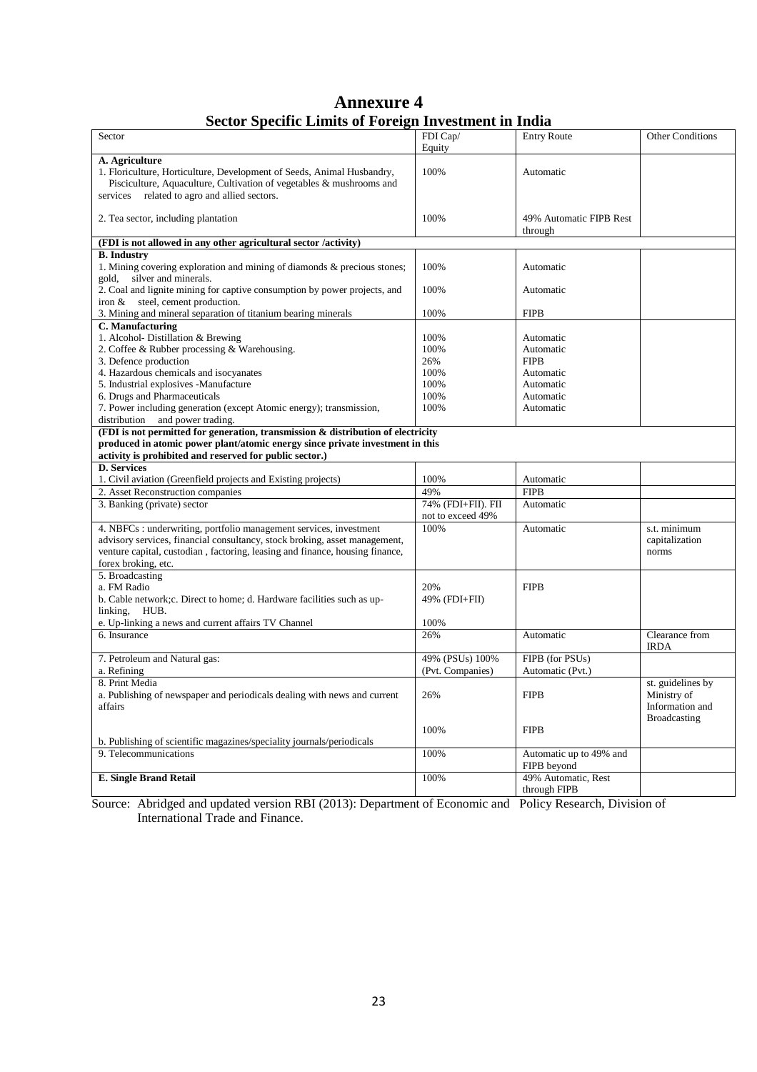# Annexure 4

## Sector Specific Limits of Foreign Investment in India

| Sector | FDI Cap/ Equity | Entry Route | Other Conditions |
|---|---|---|---|
| **A. Agriculture** | | | |
| 1. Floriculture, Horticulture, Development of Seeds, Animal Husbandry, Pisciculture, Aquaculture, Cultivation of vegetables & mushrooms and services related to agro and allied sectors. | 100% | Automatic | |
| 2. Tea sector, including plantation | 100% | 49% Automatic FIPB Rest through | |
| **(FDI is not allowed in any other agricultural sector /activity)** | | | |
| **B. Industry** | | | |
| 1. Mining covering exploration and mining of diamonds & precious stones; gold, silver and minerals. | 100% | Automatic | |
| 2. Coal and lignite mining for captive consumption by power projects, and iron & steel, cement production. | 100% | Automatic | |
| 3. Mining and mineral separation of titanium bearing minerals | 100% | FIPB | |
| **C. Manufacturing** | | | |
| 1. Alcohol- Distillation & Brewing | 100% | Automatic | |
| 2. Coffee & Rubber processing & Warehousing. | 100% | Automatic | |
| 3. Defence production | 26% | FIPB | |
| 4. Hazardous chemicals and isocyanates | 100% | Automatic | |
| 5. Industrial explosives -Manufacture | 100% | Automatic | |
| 6. Drugs and Pharmaceuticals | 100% | Automatic | |
| 7. Power including generation (except Atomic energy); transmission, distribution and power trading. | 100% | Automatic | |
| **(FDI is not permitted for generation, transmission & distribution of electricity produced in atomic power plant/atomic energy since private investment in this activity is prohibited and reserved for public sector.)** | | | |
| **D. Services** | | | |
| 1. Civil aviation (Greenfield projects and Existing projects) | 100% | Automatic | |
| 2. Asset Reconstruction companies | 49% | FIPB | |
| 3. Banking (private) sector | 74% (FDI+FII). FII not to exceed 49% | Automatic | |
| 4. NBFCs : underwriting, portfolio management services, investment advisory services, financial consultancy, stock broking, asset management, venture capital, custodian , factoring, leasing and finance, housing finance, forex broking, etc. | 100% | Automatic | s.t. minimum capitalization norms |
| 5. Broadcasting | | | |
| a. FM Radio | 20% | FIPB | |
| b. Cable network;c. Direct to home; d. Hardware facilities such as up-linking, HUB. | 49% (FDI+FII) | | |
| e. Up-linking a news and current affairs TV Channel | 100% | | |
| 6. Insurance | 26% | Automatic | Clearance from IRDA |
| 7. Petroleum and Natural gas: a. Refining | 49% (PSUs) 100% (Pvt. Companies) | FIPB (for PSUs) Automatic (Pvt.) | |
| 8. Print Media | | | |
| a. Publishing of newspaper and periodicals dealing with news and current affairs | 26% | FIPB | st. guidelines by Ministry of Information and Broadcasting |
| b. Publishing of scientific magazines/speciality journals/periodicals | 100% | FIPB | |
| 9. Telecommunications | 100% | Automatic up to 49% and FIPB beyond | |
| **E. Single Brand Retail** | 100% | 49% Automatic, Rest through FIPB | |

Source: Abridged and updated version RBI (2013): Department of Economic and Policy Research, Division of International Trade and Finance.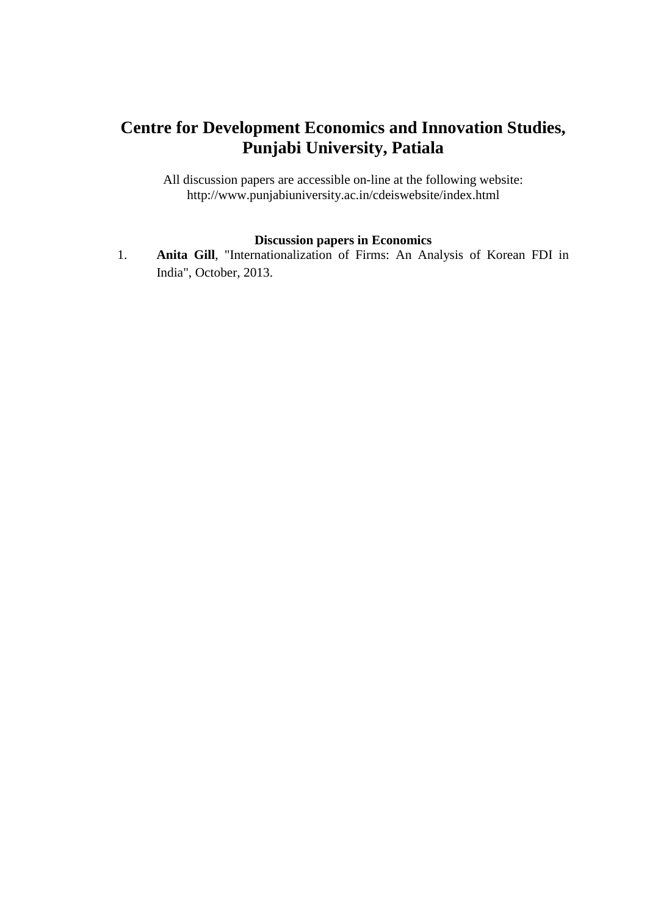# Centre for Development Economics and Innovation Studies, Punjabi University, Patiala

All discussion papers are accessible on-line at the following website:
http://www.punjabiuniversity.ac.in/cdeiswebsite/index.html

### Discussion papers in Economics

1. **Anita Gill**, "Internationalization of Firms: An Analysis of Korean FDI in India", October, 2013.